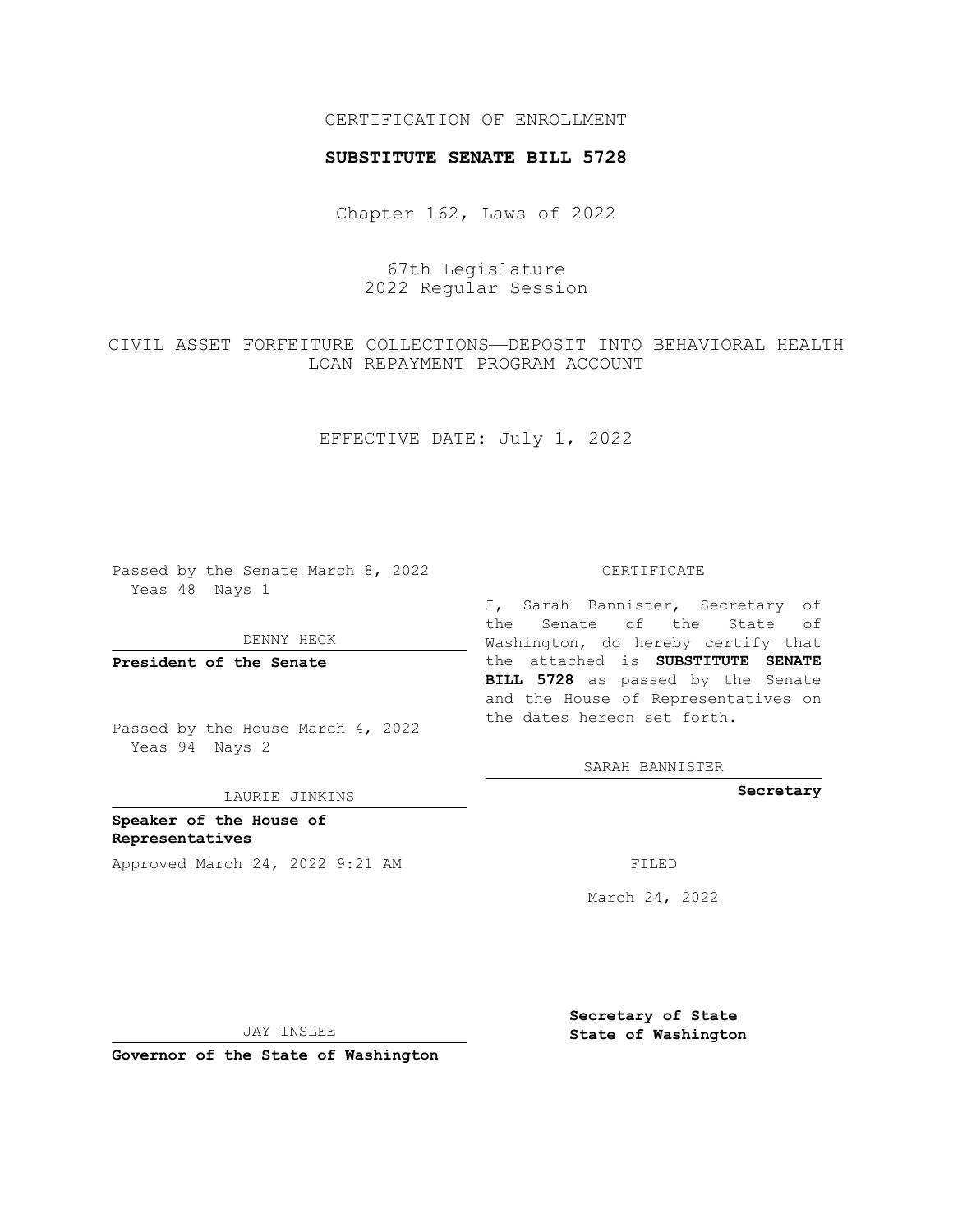CERTIFICATION OF ENROLLMENT

# SUBSTITUTE SENATE BILL 5728

Chapter 162, Laws of 2022

67th Legislature
2022 Regular Session

CIVIL ASSET FORFEITURE COLLECTIONS—DEPOSIT INTO BEHAVIORAL HEALTH LOAN REPAYMENT PROGRAM ACCOUNT

EFFECTIVE DATE: July 1, 2022

Passed by the Senate March 8, 2022
Yeas 48 Nays 1

DENNY HECK

**President of the Senate**

Passed by the House March 4, 2022
Yeas 94 Nays 2

LAURIE JINKINS

**Speaker of the House of Representatives**

Approved March 24, 2022 9:21 AM

JAY INSLEE

**Governor of the State of Washington**

CERTIFICATE

I, Sarah Bannister, Secretary of the Senate of the State of Washington, do hereby certify that the attached is **SUBSTITUTE SENATE BILL 5728** as passed by the Senate and the House of Representatives on the dates hereon set forth.

SARAH BANNISTER

**Secretary**

FILED

March 24, 2022

**Secretary of State**
**State of Washington**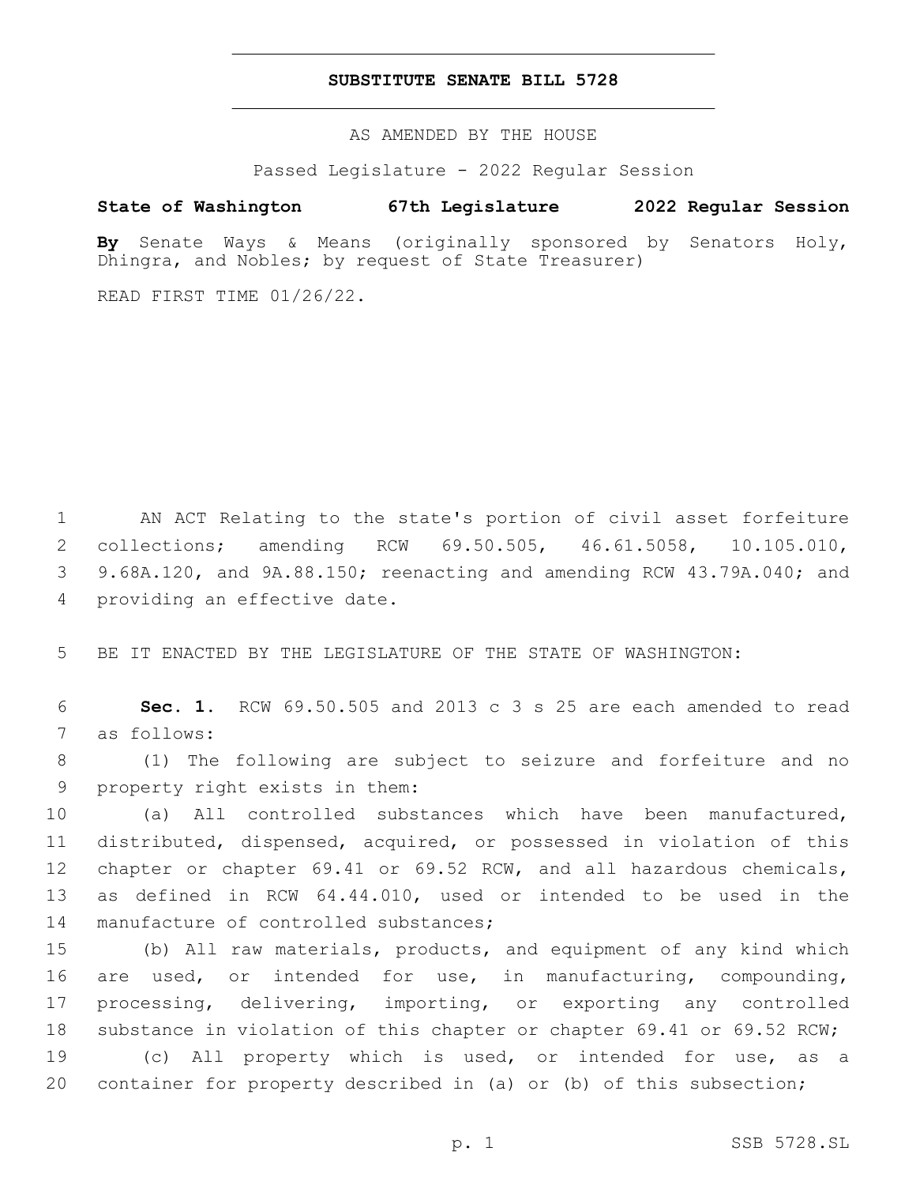# SUBSTITUTE SENATE BILL 5728

AS AMENDED BY THE HOUSE

Passed Legislature - 2022 Regular Session

**State of Washington 67th Legislature 2022 Regular Session**

**By** Senate Ways & Means (originally sponsored by Senators Holy, Dhingra, and Nobles; by request of State Treasurer)

READ FIRST TIME 01/26/22.

1 AN ACT Relating to the state's portion of civil asset forfeiture
2 collections; amending RCW 69.50.505, 46.61.5058, 10.105.010,
3 9.68A.120, and 9A.88.150; reenacting and amending RCW 43.79A.040; and
4 providing an effective date.

5 BE IT ENACTED BY THE LEGISLATURE OF THE STATE OF WASHINGTON:

6 **Sec. 1.** RCW 69.50.505 and 2013 c 3 s 25 are each amended to read
7 as follows:

8 (1) The following are subject to seizure and forfeiture and no
9 property right exists in them:

10 (a) All controlled substances which have been manufactured,
11 distributed, dispensed, acquired, or possessed in violation of this
12 chapter or chapter 69.41 or 69.52 RCW, and all hazardous chemicals,
13 as defined in RCW 64.44.010, used or intended to be used in the
14 manufacture of controlled substances;

15 (b) All raw materials, products, and equipment of any kind which
16 are used, or intended for use, in manufacturing, compounding,
17 processing, delivering, importing, or exporting any controlled
18 substance in violation of this chapter or chapter 69.41 or 69.52 RCW;

19 (c) All property which is used, or intended for use, as a
20 container for property described in (a) or (b) of this subsection;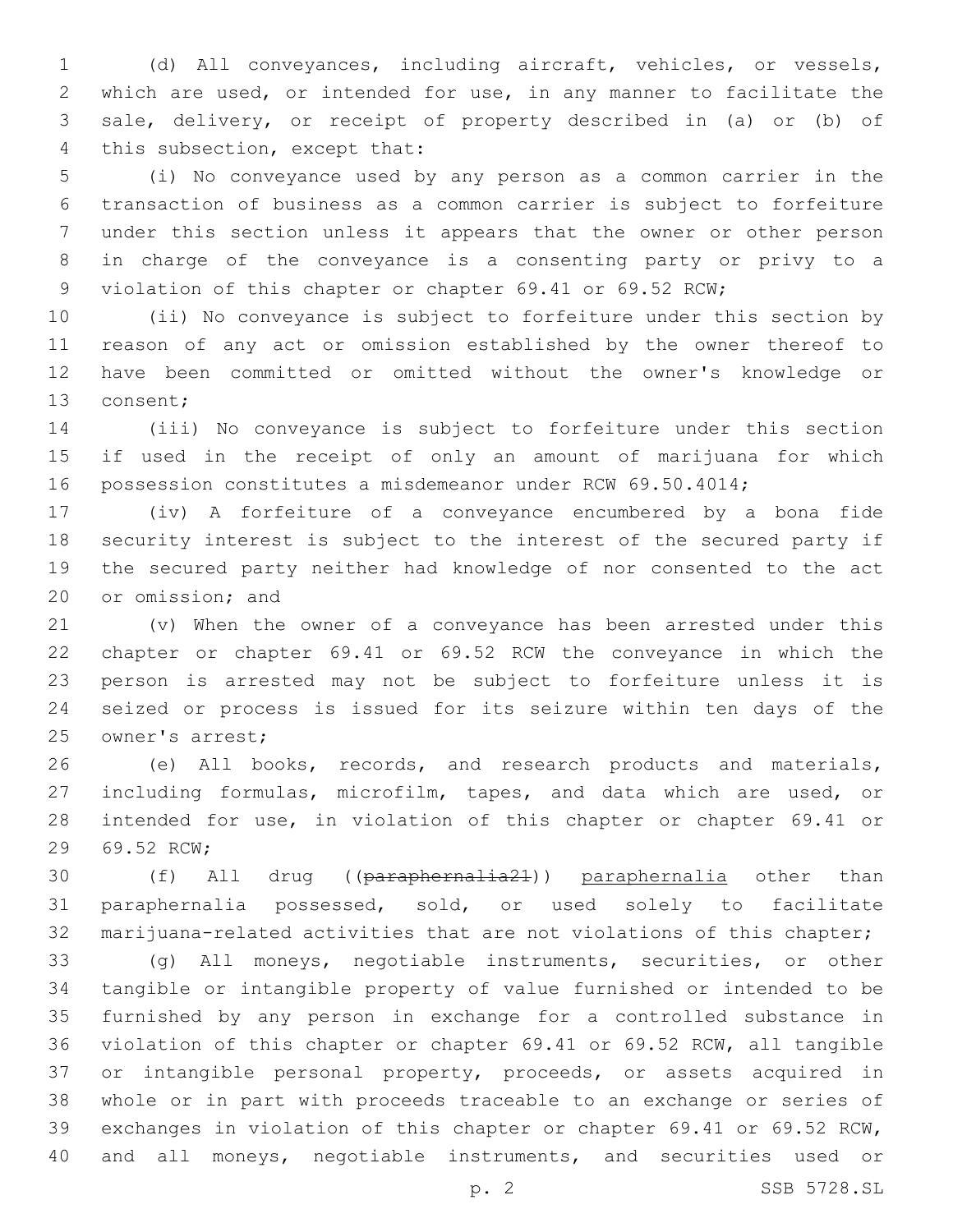(d) All conveyances, including aircraft, vehicles, or vessels, which are used, or intended for use, in any manner to facilitate the sale, delivery, or receipt of property described in (a) or (b) of this subsection, except that:

(i) No conveyance used by any person as a common carrier in the transaction of business as a common carrier is subject to forfeiture under this section unless it appears that the owner or other person in charge of the conveyance is a consenting party or privy to a violation of this chapter or chapter 69.41 or 69.52 RCW;

(ii) No conveyance is subject to forfeiture under this section by reason of any act or omission established by the owner thereof to have been committed or omitted without the owner's knowledge or consent;

(iii) No conveyance is subject to forfeiture under this section if used in the receipt of only an amount of marijuana for which possession constitutes a misdemeanor under RCW 69.50.4014;

(iv) A forfeiture of a conveyance encumbered by a bona fide security interest is subject to the interest of the secured party if the secured party neither had knowledge of nor consented to the act or omission; and

(v) When the owner of a conveyance has been arrested under this chapter or chapter 69.41 or 69.52 RCW the conveyance in which the person is arrested may not be subject to forfeiture unless it is seized or process is issued for its seizure within ten days of the owner's arrest;

(e) All books, records, and research products and materials, including formulas, microfilm, tapes, and data which are used, or intended for use, in violation of this chapter or chapter 69.41 or 69.52 RCW;

(f) All drug ((~~paraphernalia21~~)) <u>paraphernalia</u> other than paraphernalia possessed, sold, or used solely to facilitate marijuana-related activities that are not violations of this chapter;

(g) All moneys, negotiable instruments, securities, or other tangible or intangible property of value furnished or intended to be furnished by any person in exchange for a controlled substance in violation of this chapter or chapter 69.41 or 69.52 RCW, all tangible or intangible personal property, proceeds, or assets acquired in whole or in part with proceeds traceable to an exchange or series of exchanges in violation of this chapter or chapter 69.41 or 69.52 RCW, and all moneys, negotiable instruments, and securities used or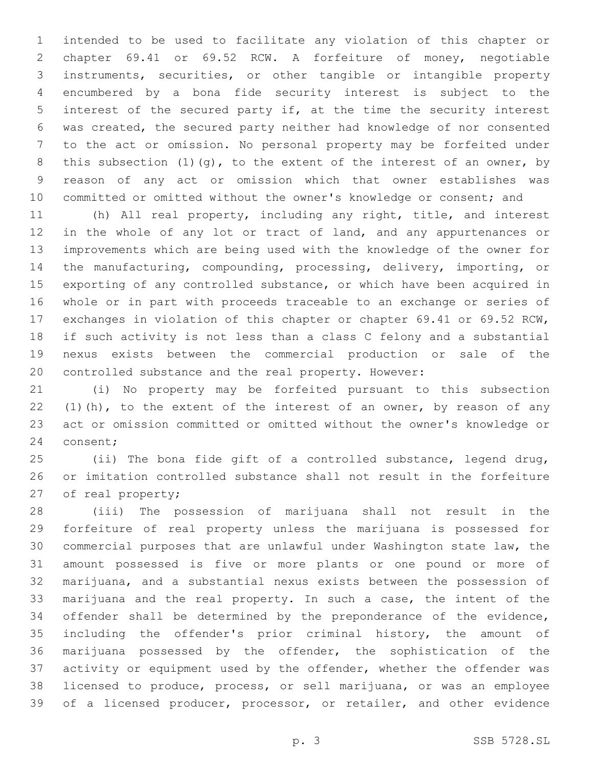intended to be used to facilitate any violation of this chapter or chapter 69.41 or 69.52 RCW. A forfeiture of money, negotiable instruments, securities, or other tangible or intangible property encumbered by a bona fide security interest is subject to the interest of the secured party if, at the time the security interest was created, the secured party neither had knowledge of nor consented to the act or omission. No personal property may be forfeited under this subsection (1)(g), to the extent of the interest of an owner, by reason of any act or omission which that owner establishes was committed or omitted without the owner's knowledge or consent; and

(h) All real property, including any right, title, and interest in the whole of any lot or tract of land, and any appurtenances or improvements which are being used with the knowledge of the owner for the manufacturing, compounding, processing, delivery, importing, or exporting of any controlled substance, or which have been acquired in whole or in part with proceeds traceable to an exchange or series of exchanges in violation of this chapter or chapter 69.41 or 69.52 RCW, if such activity is not less than a class C felony and a substantial nexus exists between the commercial production or sale of the controlled substance and the real property. However:

(i) No property may be forfeited pursuant to this subsection (1)(h), to the extent of the interest of an owner, by reason of any act or omission committed or omitted without the owner's knowledge or consent;

(ii) The bona fide gift of a controlled substance, legend drug, or imitation controlled substance shall not result in the forfeiture of real property;

(iii) The possession of marijuana shall not result in the forfeiture of real property unless the marijuana is possessed for commercial purposes that are unlawful under Washington state law, the amount possessed is five or more plants or one pound or more of marijuana, and a substantial nexus exists between the possession of marijuana and the real property. In such a case, the intent of the offender shall be determined by the preponderance of the evidence, including the offender's prior criminal history, the amount of marijuana possessed by the offender, the sophistication of the activity or equipment used by the offender, whether the offender was licensed to produce, process, or sell marijuana, or was an employee of a licensed producer, processor, or retailer, and other evidence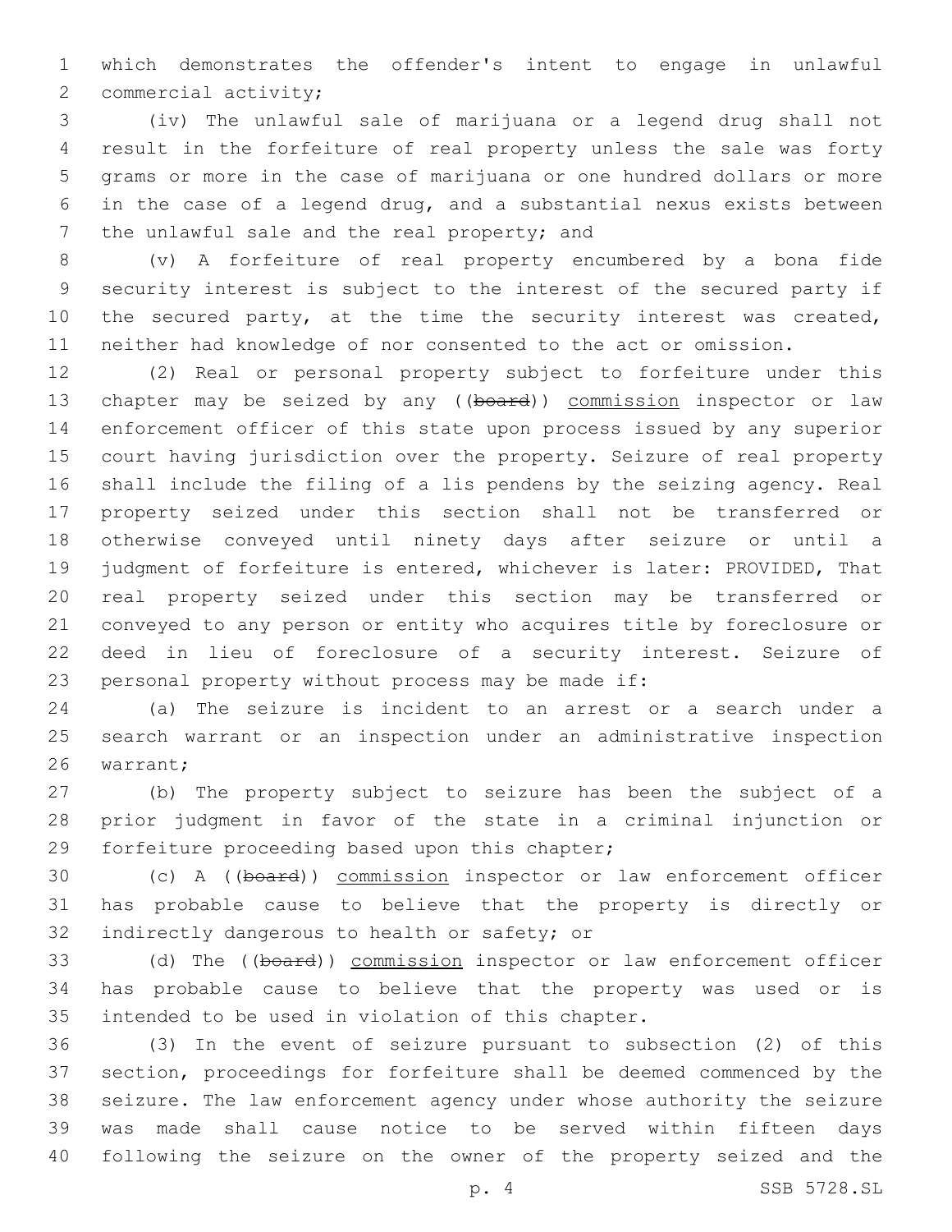which demonstrates the offender's intent to engage in unlawful commercial activity;

(iv) The unlawful sale of marijuana or a legend drug shall not result in the forfeiture of real property unless the sale was forty grams or more in the case of marijuana or one hundred dollars or more in the case of a legend drug, and a substantial nexus exists between the unlawful sale and the real property; and

(v) A forfeiture of real property encumbered by a bona fide security interest is subject to the interest of the secured party if the secured party, at the time the security interest was created, neither had knowledge of nor consented to the act or omission.

(2) Real or personal property subject to forfeiture under this chapter may be seized by any ((~~board~~)) commission inspector or law enforcement officer of this state upon process issued by any superior court having jurisdiction over the property. Seizure of real property shall include the filing of a lis pendens by the seizing agency. Real property seized under this section shall not be transferred or otherwise conveyed until ninety days after seizure or until a judgment of forfeiture is entered, whichever is later: PROVIDED, That real property seized under this section may be transferred or conveyed to any person or entity who acquires title by foreclosure or deed in lieu of foreclosure of a security interest. Seizure of personal property without process may be made if:

(a) The seizure is incident to an arrest or a search under a search warrant or an inspection under an administrative inspection warrant;

(b) The property subject to seizure has been the subject of a prior judgment in favor of the state in a criminal injunction or forfeiture proceeding based upon this chapter;

(c) A ((~~board~~)) commission inspector or law enforcement officer has probable cause to believe that the property is directly or indirectly dangerous to health or safety; or

(d) The ((~~board~~)) commission inspector or law enforcement officer has probable cause to believe that the property was used or is intended to be used in violation of this chapter.

(3) In the event of seizure pursuant to subsection (2) of this section, proceedings for forfeiture shall be deemed commenced by the seizure. The law enforcement agency under whose authority the seizure was made shall cause notice to be served within fifteen days following the seizure on the owner of the property seized and the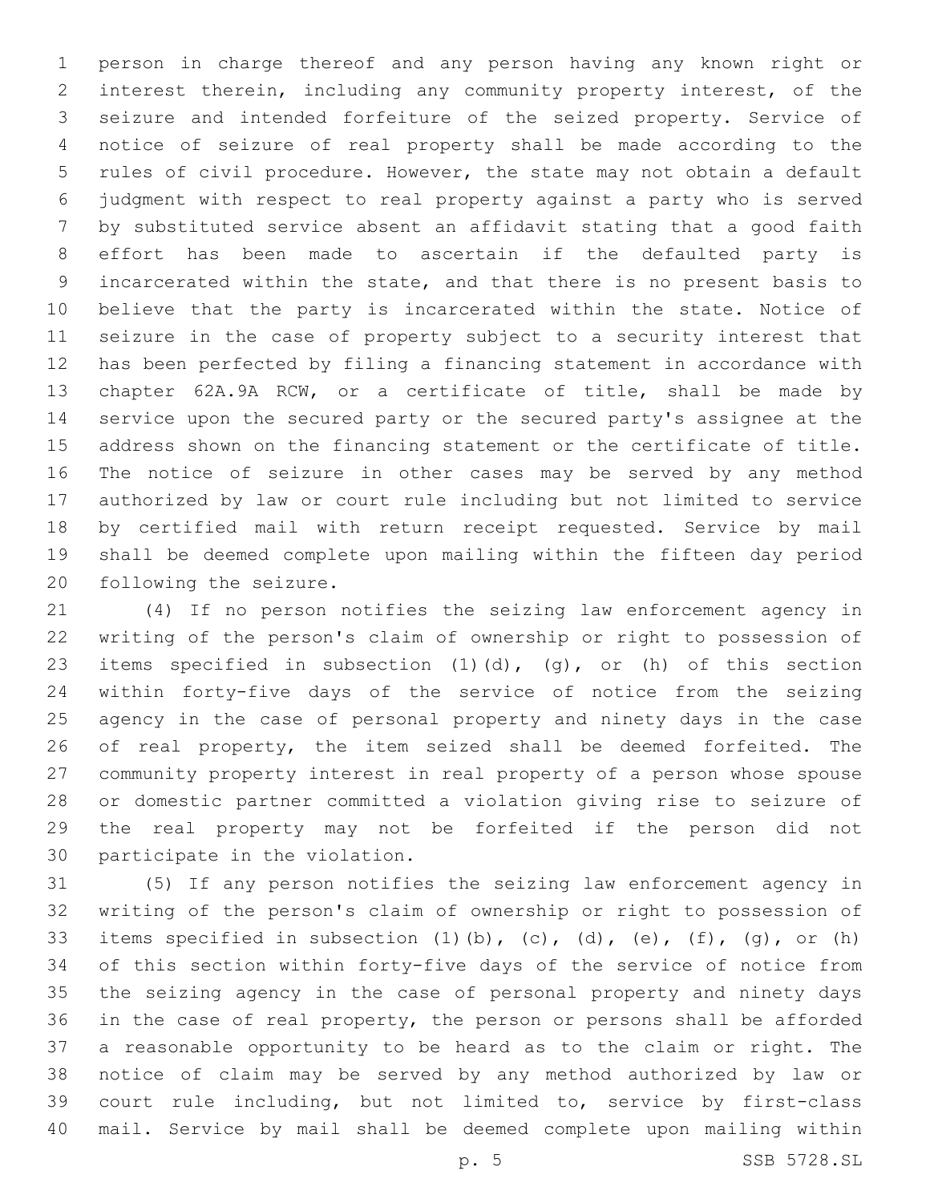person in charge thereof and any person having any known right or interest therein, including any community property interest, of the seizure and intended forfeiture of the seized property. Service of notice of seizure of real property shall be made according to the rules of civil procedure. However, the state may not obtain a default judgment with respect to real property against a party who is served by substituted service absent an affidavit stating that a good faith effort has been made to ascertain if the defaulted party is incarcerated within the state, and that there is no present basis to believe that the party is incarcerated within the state. Notice of seizure in the case of property subject to a security interest that has been perfected by filing a financing statement in accordance with chapter 62A.9A RCW, or a certificate of title, shall be made by service upon the secured party or the secured party's assignee at the address shown on the financing statement or the certificate of title. The notice of seizure in other cases may be served by any method authorized by law or court rule including but not limited to service by certified mail with return receipt requested. Service by mail shall be deemed complete upon mailing within the fifteen day period following the seizure.

(4) If no person notifies the seizing law enforcement agency in writing of the person's claim of ownership or right to possession of items specified in subsection (1)(d), (g), or (h) of this section within forty-five days of the service of notice from the seizing agency in the case of personal property and ninety days in the case of real property, the item seized shall be deemed forfeited. The community property interest in real property of a person whose spouse or domestic partner committed a violation giving rise to seizure of the real property may not be forfeited if the person did not participate in the violation.

(5) If any person notifies the seizing law enforcement agency in writing of the person's claim of ownership or right to possession of items specified in subsection (1)(b), (c), (d), (e), (f), (g), or (h) of this section within forty-five days of the service of notice from the seizing agency in the case of personal property and ninety days in the case of real property, the person or persons shall be afforded a reasonable opportunity to be heard as to the claim or right. The notice of claim may be served by any method authorized by law or court rule including, but not limited to, service by first-class mail. Service by mail shall be deemed complete upon mailing within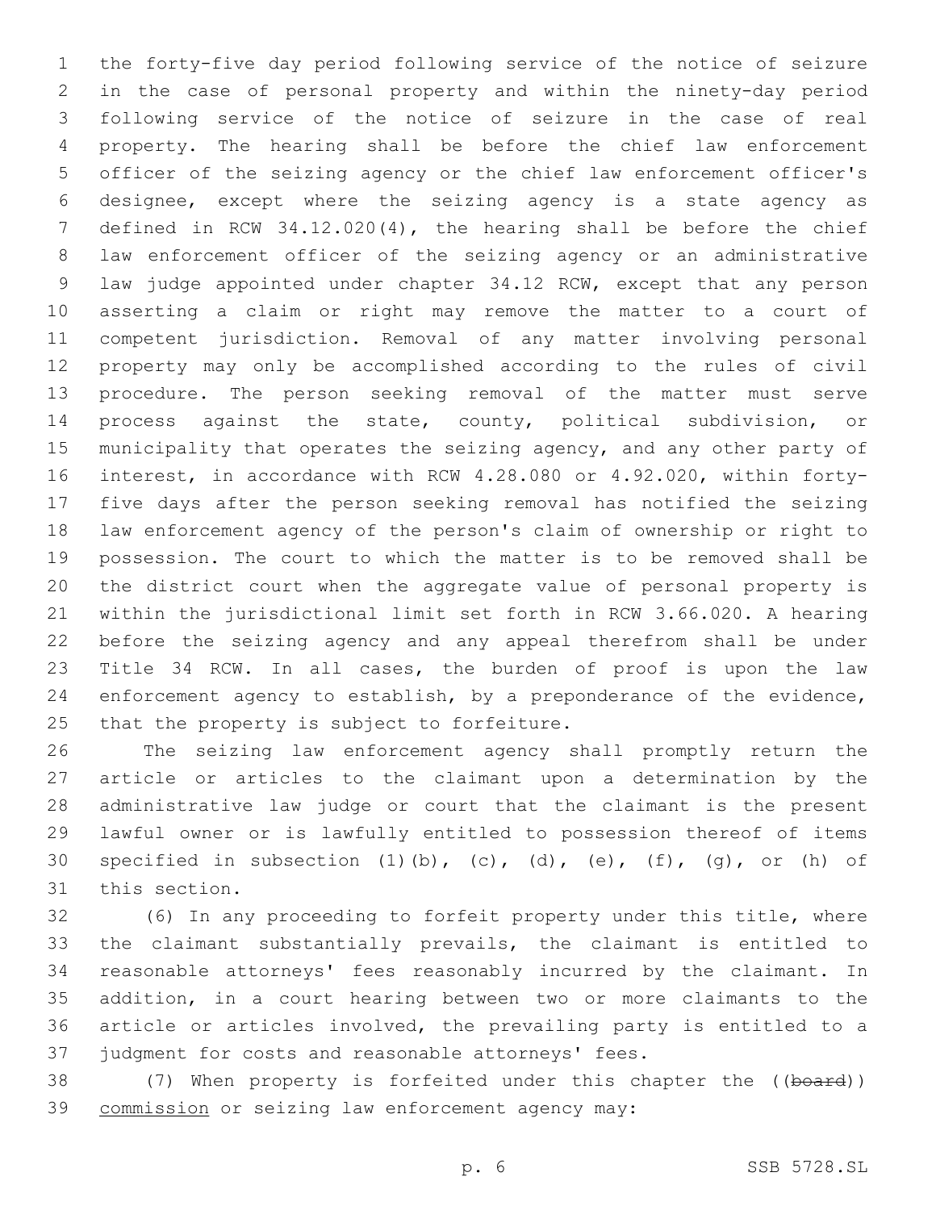the forty-five day period following service of the notice of seizure in the case of personal property and within the ninety-day period following service of the notice of seizure in the case of real property. The hearing shall be before the chief law enforcement officer of the seizing agency or the chief law enforcement officer's designee, except where the seizing agency is a state agency as defined in RCW 34.12.020(4), the hearing shall be before the chief law enforcement officer of the seizing agency or an administrative law judge appointed under chapter 34.12 RCW, except that any person asserting a claim or right may remove the matter to a court of competent jurisdiction. Removal of any matter involving personal property may only be accomplished according to the rules of civil procedure. The person seeking removal of the matter must serve process against the state, county, political subdivision, or municipality that operates the seizing agency, and any other party of interest, in accordance with RCW 4.28.080 or 4.92.020, within forty-five days after the person seeking removal has notified the seizing law enforcement agency of the person's claim of ownership or right to possession. The court to which the matter is to be removed shall be the district court when the aggregate value of personal property is within the jurisdictional limit set forth in RCW 3.66.020. A hearing before the seizing agency and any appeal therefrom shall be under Title 34 RCW. In all cases, the burden of proof is upon the law enforcement agency to establish, by a preponderance of the evidence, that the property is subject to forfeiture.

The seizing law enforcement agency shall promptly return the article or articles to the claimant upon a determination by the administrative law judge or court that the claimant is the present lawful owner or is lawfully entitled to possession thereof of items specified in subsection (1)(b), (c), (d), (e), (f), (g), or (h) of this section.

(6) In any proceeding to forfeit property under this title, where the claimant substantially prevails, the claimant is entitled to reasonable attorneys' fees reasonably incurred by the claimant. In addition, in a court hearing between two or more claimants to the article or articles involved, the prevailing party is entitled to a judgment for costs and reasonable attorneys' fees.

(7) When property is forfeited under this chapter the ((~~board~~)) <u>commission</u> or seizing law enforcement agency may: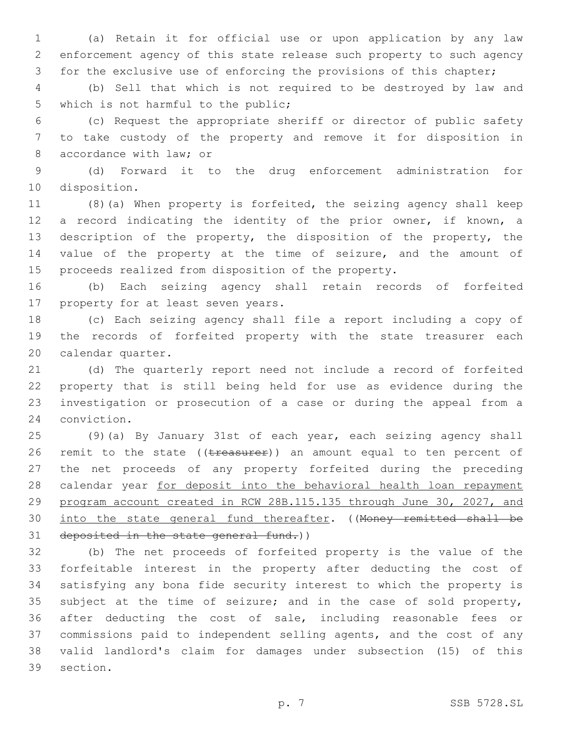(a) Retain it for official use or upon application by any law enforcement agency of this state release such property to such agency for the exclusive use of enforcing the provisions of this chapter;

(b) Sell that which is not required to be destroyed by law and which is not harmful to the public;

(c) Request the appropriate sheriff or director of public safety to take custody of the property and remove it for disposition in accordance with law; or

(d) Forward it to the drug enforcement administration for disposition.

(8)(a) When property is forfeited, the seizing agency shall keep a record indicating the identity of the prior owner, if known, a description of the property, the disposition of the property, the value of the property at the time of seizure, and the amount of proceeds realized from disposition of the property.

(b) Each seizing agency shall retain records of forfeited property for at least seven years.

(c) Each seizing agency shall file a report including a copy of the records of forfeited property with the state treasurer each calendar quarter.

(d) The quarterly report need not include a record of forfeited property that is still being held for use as evidence during the investigation or prosecution of a case or during the appeal from a conviction.

(9)(a) By January 31st of each year, each seizing agency shall remit to the state ((~~treasurer~~)) an amount equal to ten percent of the net proceeds of any property forfeited during the preceding calendar year <u>for deposit into the behavioral health loan repayment program account created in RCW 28B.115.135 through June 30, 2027, and into the state general fund thereafter</u>. ((~~Money remitted shall be deposited in the state general fund.~~))

(b) The net proceeds of forfeited property is the value of the forfeitable interest in the property after deducting the cost of satisfying any bona fide security interest to which the property is subject at the time of seizure; and in the case of sold property, after deducting the cost of sale, including reasonable fees or commissions paid to independent selling agents, and the cost of any valid landlord's claim for damages under subsection (15) of this section.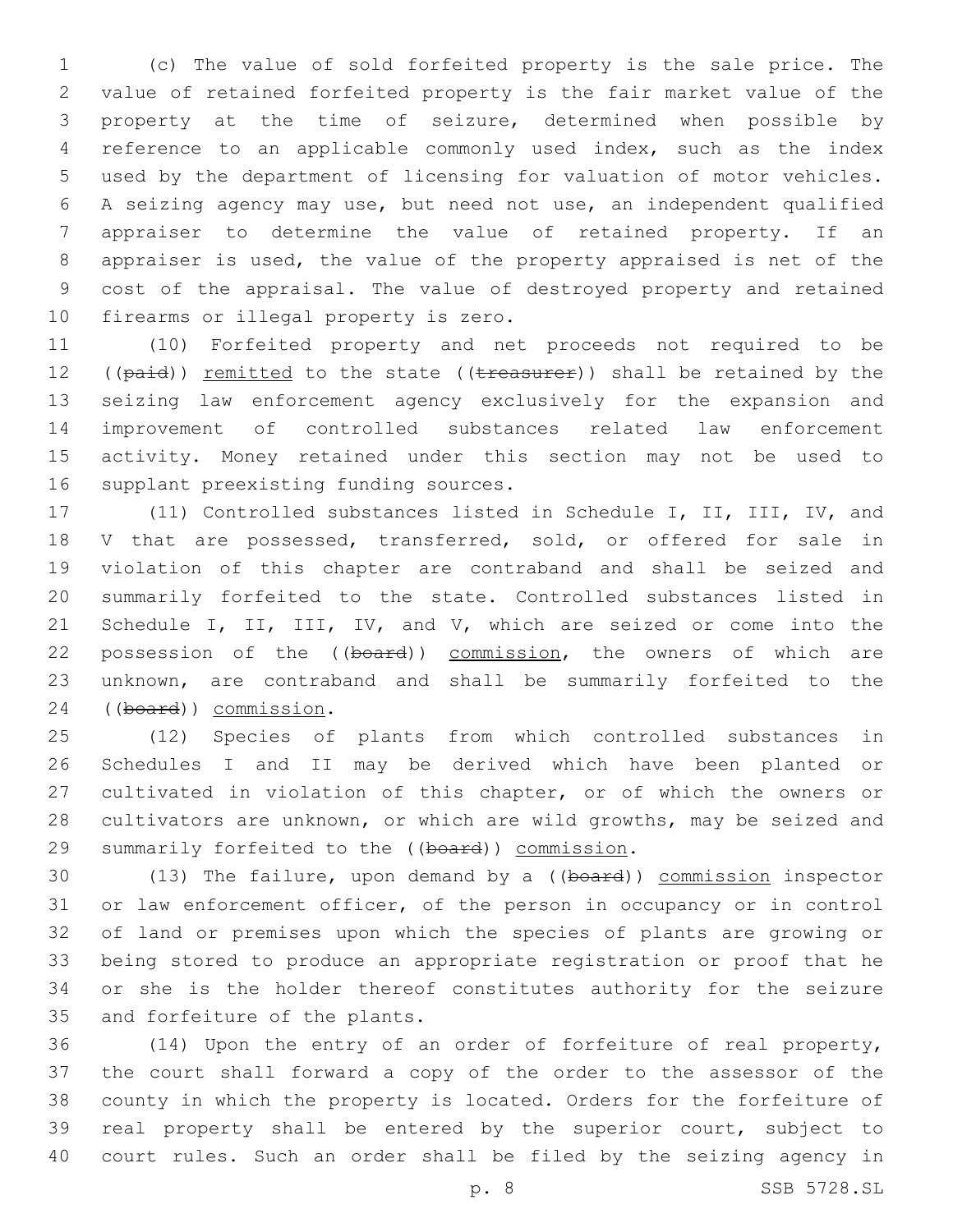(c) The value of sold forfeited property is the sale price. The value of retained forfeited property is the fair market value of the property at the time of seizure, determined when possible by reference to an applicable commonly used index, such as the index used by the department of licensing for valuation of motor vehicles. A seizing agency may use, but need not use, an independent qualified appraiser to determine the value of retained property. If an appraiser is used, the value of the property appraised is net of the cost of the appraisal. The value of destroyed property and retained firearms or illegal property is zero.

(10) Forfeited property and net proceeds not required to be ((~~paid~~)) remitted to the state ((~~treasurer~~)) shall be retained by the seizing law enforcement agency exclusively for the expansion and improvement of controlled substances related law enforcement activity. Money retained under this section may not be used to supplant preexisting funding sources.

(11) Controlled substances listed in Schedule I, II, III, IV, and V that are possessed, transferred, sold, or offered for sale in violation of this chapter are contraband and shall be seized and summarily forfeited to the state. Controlled substances listed in Schedule I, II, III, IV, and V, which are seized or come into the possession of the ((~~board~~)) commission, the owners of which are unknown, are contraband and shall be summarily forfeited to the ((~~board~~)) commission.

(12) Species of plants from which controlled substances in Schedules I and II may be derived which have been planted or cultivated in violation of this chapter, or of which the owners or cultivators are unknown, or which are wild growths, may be seized and summarily forfeited to the ((~~board~~)) commission.

(13) The failure, upon demand by a ((~~board~~)) commission inspector or law enforcement officer, of the person in occupancy or in control of land or premises upon which the species of plants are growing or being stored to produce an appropriate registration or proof that he or she is the holder thereof constitutes authority for the seizure and forfeiture of the plants.

(14) Upon the entry of an order of forfeiture of real property, the court shall forward a copy of the order to the assessor of the county in which the property is located. Orders for the forfeiture of real property shall be entered by the superior court, subject to court rules. Such an order shall be filed by the seizing agency in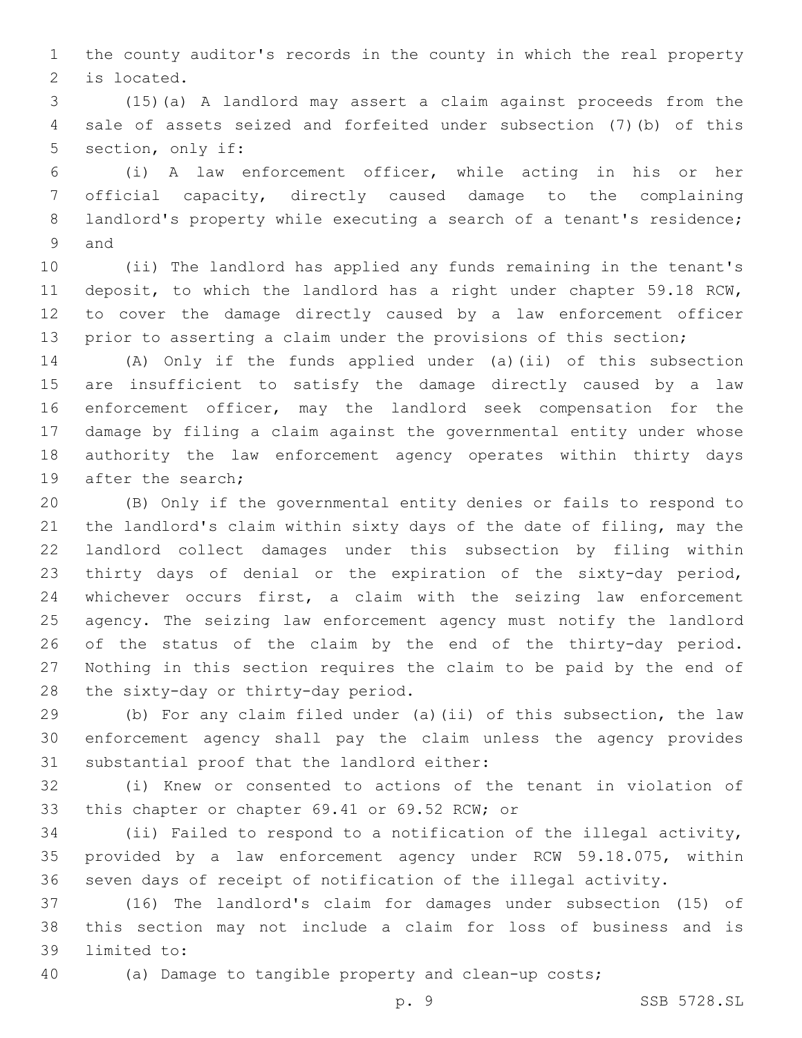the county auditor's records in the county in which the real property is located.

(15)(a) A landlord may assert a claim against proceeds from the sale of assets seized and forfeited under subsection (7)(b) of this section, only if:

(i) A law enforcement officer, while acting in his or her official capacity, directly caused damage to the complaining landlord's property while executing a search of a tenant's residence; and

(ii) The landlord has applied any funds remaining in the tenant's deposit, to which the landlord has a right under chapter 59.18 RCW, to cover the damage directly caused by a law enforcement officer prior to asserting a claim under the provisions of this section;

(A) Only if the funds applied under (a)(ii) of this subsection are insufficient to satisfy the damage directly caused by a law enforcement officer, may the landlord seek compensation for the damage by filing a claim against the governmental entity under whose authority the law enforcement agency operates within thirty days after the search;

(B) Only if the governmental entity denies or fails to respond to the landlord's claim within sixty days of the date of filing, may the landlord collect damages under this subsection by filing within thirty days of denial or the expiration of the sixty-day period, whichever occurs first, a claim with the seizing law enforcement agency. The seizing law enforcement agency must notify the landlord of the status of the claim by the end of the thirty-day period. Nothing in this section requires the claim to be paid by the end of the sixty-day or thirty-day period.

(b) For any claim filed under (a)(ii) of this subsection, the law enforcement agency shall pay the claim unless the agency provides substantial proof that the landlord either:

(i) Knew or consented to actions of the tenant in violation of this chapter or chapter 69.41 or 69.52 RCW; or

(ii) Failed to respond to a notification of the illegal activity, provided by a law enforcement agency under RCW 59.18.075, within seven days of receipt of notification of the illegal activity.

(16) The landlord's claim for damages under subsection (15) of this section may not include a claim for loss of business and is limited to:

(a) Damage to tangible property and clean-up costs;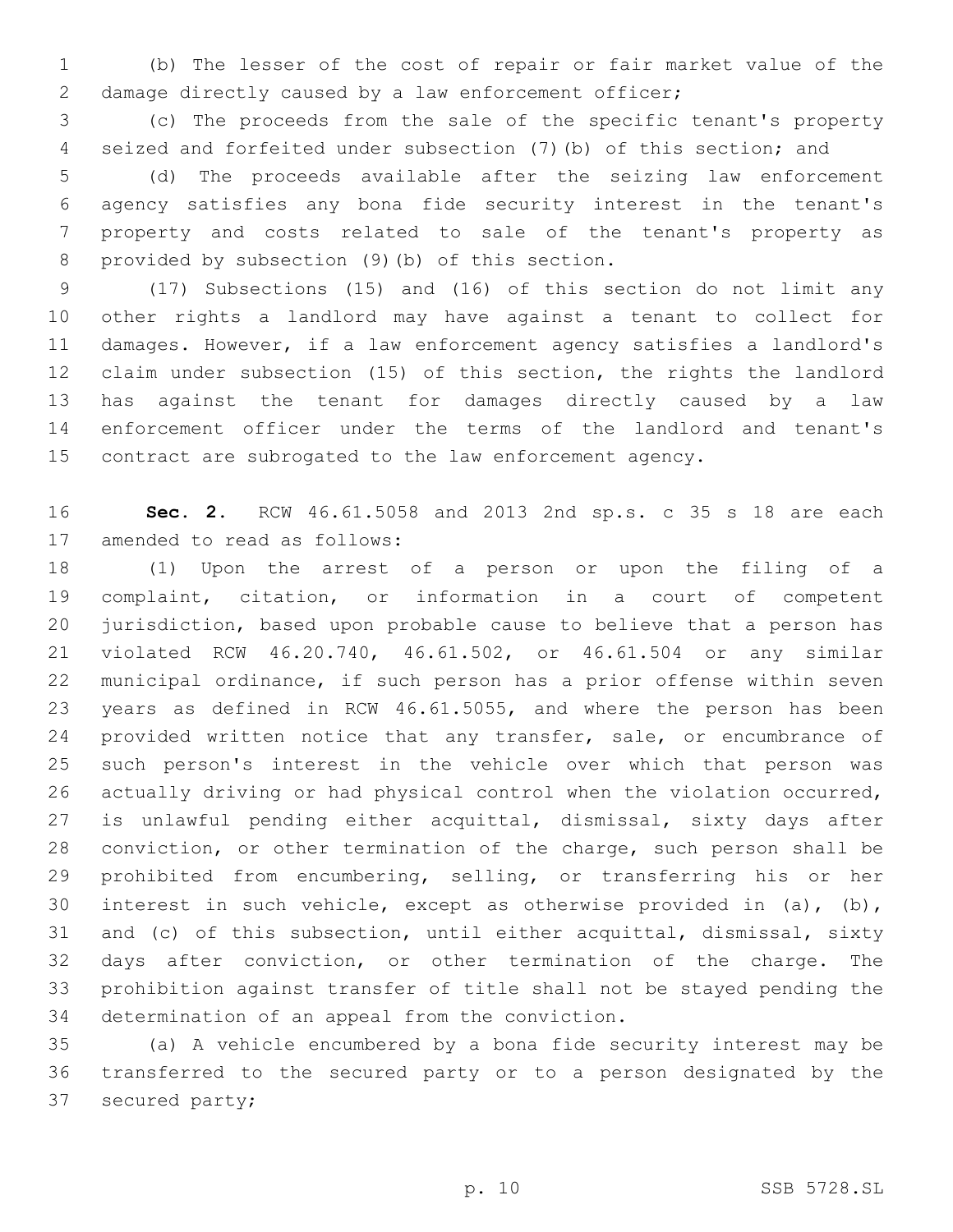(b) The lesser of the cost of repair or fair market value of the damage directly caused by a law enforcement officer;

(c) The proceeds from the sale of the specific tenant's property seized and forfeited under subsection (7)(b) of this section; and

(d) The proceeds available after the seizing law enforcement agency satisfies any bona fide security interest in the tenant's property and costs related to sale of the tenant's property as provided by subsection (9)(b) of this section.

(17) Subsections (15) and (16) of this section do not limit any other rights a landlord may have against a tenant to collect for damages. However, if a law enforcement agency satisfies a landlord's claim under subsection (15) of this section, the rights the landlord has against the tenant for damages directly caused by a law enforcement officer under the terms of the landlord and tenant's contract are subrogated to the law enforcement agency.

**Sec. 2.** RCW 46.61.5058 and 2013 2nd sp.s. c 35 s 18 are each amended to read as follows:

(1) Upon the arrest of a person or upon the filing of a complaint, citation, or information in a court of competent jurisdiction, based upon probable cause to believe that a person has violated RCW 46.20.740, 46.61.502, or 46.61.504 or any similar municipal ordinance, if such person has a prior offense within seven years as defined in RCW 46.61.5055, and where the person has been provided written notice that any transfer, sale, or encumbrance of such person's interest in the vehicle over which that person was actually driving or had physical control when the violation occurred, is unlawful pending either acquittal, dismissal, sixty days after conviction, or other termination of the charge, such person shall be prohibited from encumbering, selling, or transferring his or her interest in such vehicle, except as otherwise provided in (a), (b), and (c) of this subsection, until either acquittal, dismissal, sixty days after conviction, or other termination of the charge. The prohibition against transfer of title shall not be stayed pending the determination of an appeal from the conviction.

(a) A vehicle encumbered by a bona fide security interest may be transferred to the secured party or to a person designated by the secured party;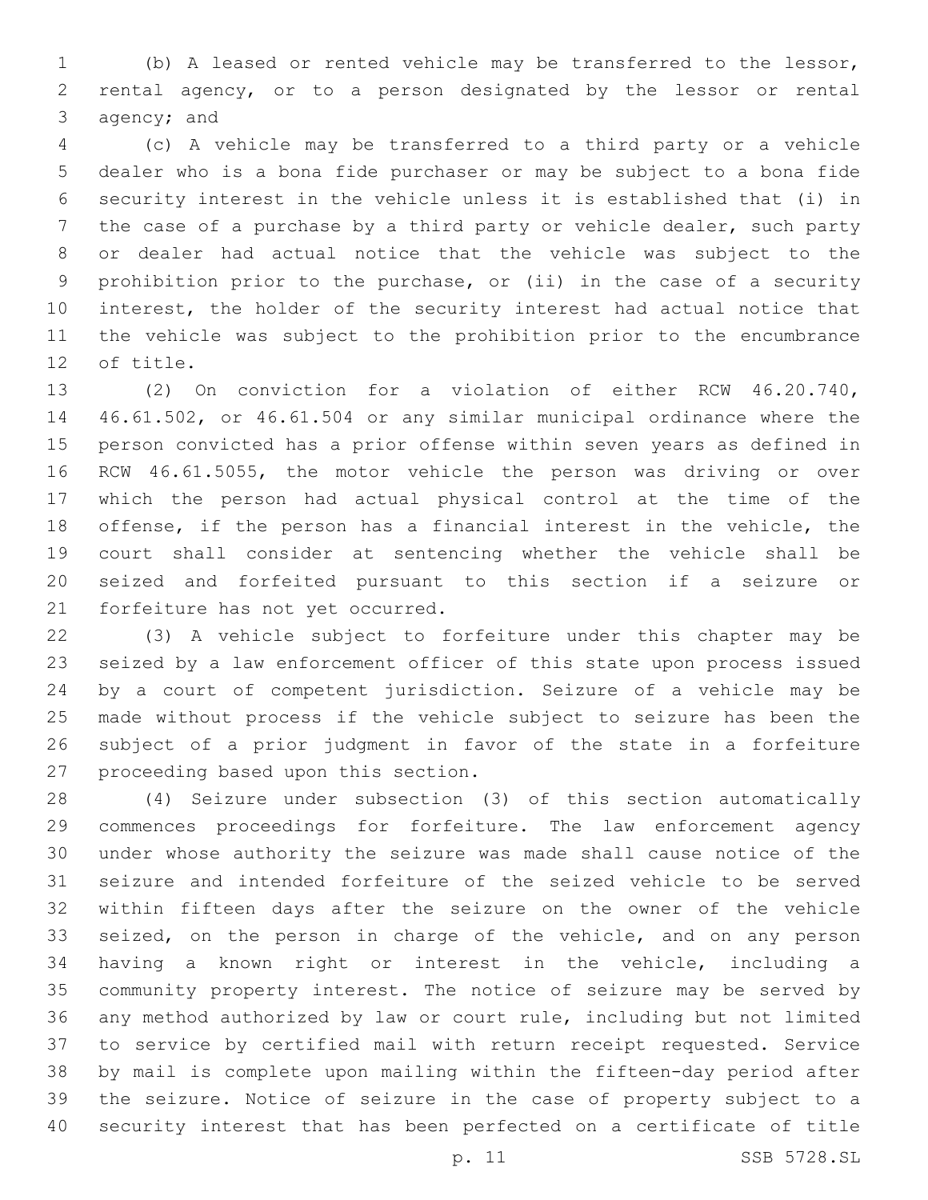(b) A leased or rented vehicle may be transferred to the lessor, rental agency, or to a person designated by the lessor or rental agency; and

(c) A vehicle may be transferred to a third party or a vehicle dealer who is a bona fide purchaser or may be subject to a bona fide security interest in the vehicle unless it is established that (i) in the case of a purchase by a third party or vehicle dealer, such party or dealer had actual notice that the vehicle was subject to the prohibition prior to the purchase, or (ii) in the case of a security interest, the holder of the security interest had actual notice that the vehicle was subject to the prohibition prior to the encumbrance of title.

(2) On conviction for a violation of either RCW 46.20.740, 46.61.502, or 46.61.504 or any similar municipal ordinance where the person convicted has a prior offense within seven years as defined in RCW 46.61.5055, the motor vehicle the person was driving or over which the person had actual physical control at the time of the offense, if the person has a financial interest in the vehicle, the court shall consider at sentencing whether the vehicle shall be seized and forfeited pursuant to this section if a seizure or forfeiture has not yet occurred.

(3) A vehicle subject to forfeiture under this chapter may be seized by a law enforcement officer of this state upon process issued by a court of competent jurisdiction. Seizure of a vehicle may be made without process if the vehicle subject to seizure has been the subject of a prior judgment in favor of the state in a forfeiture proceeding based upon this section.

(4) Seizure under subsection (3) of this section automatically commences proceedings for forfeiture. The law enforcement agency under whose authority the seizure was made shall cause notice of the seizure and intended forfeiture of the seized vehicle to be served within fifteen days after the seizure on the owner of the vehicle seized, on the person in charge of the vehicle, and on any person having a known right or interest in the vehicle, including a community property interest. The notice of seizure may be served by any method authorized by law or court rule, including but not limited to service by certified mail with return receipt requested. Service by mail is complete upon mailing within the fifteen-day period after the seizure. Notice of seizure in the case of property subject to a security interest that has been perfected on a certificate of title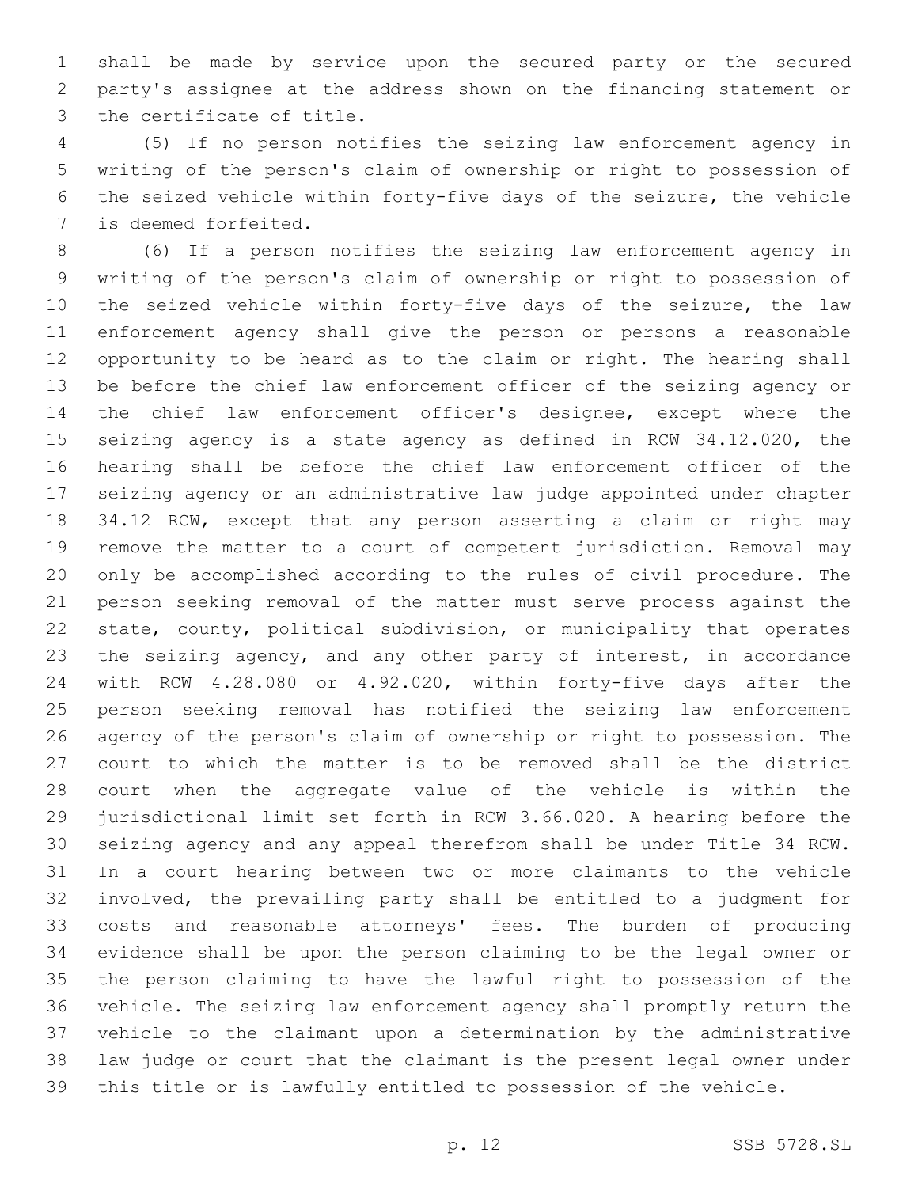shall be made by service upon the secured party or the secured party's assignee at the address shown on the financing statement or the certificate of title.

(5) If no person notifies the seizing law enforcement agency in writing of the person's claim of ownership or right to possession of the seized vehicle within forty-five days of the seizure, the vehicle is deemed forfeited.

(6) If a person notifies the seizing law enforcement agency in writing of the person's claim of ownership or right to possession of the seized vehicle within forty-five days of the seizure, the law enforcement agency shall give the person or persons a reasonable opportunity to be heard as to the claim or right. The hearing shall be before the chief law enforcement officer of the seizing agency or the chief law enforcement officer's designee, except where the seizing agency is a state agency as defined in RCW 34.12.020, the hearing shall be before the chief law enforcement officer of the seizing agency or an administrative law judge appointed under chapter 34.12 RCW, except that any person asserting a claim or right may remove the matter to a court of competent jurisdiction. Removal may only be accomplished according to the rules of civil procedure. The person seeking removal of the matter must serve process against the state, county, political subdivision, or municipality that operates the seizing agency, and any other party of interest, in accordance with RCW 4.28.080 or 4.92.020, within forty-five days after the person seeking removal has notified the seizing law enforcement agency of the person's claim of ownership or right to possession. The court to which the matter is to be removed shall be the district court when the aggregate value of the vehicle is within the jurisdictional limit set forth in RCW 3.66.020. A hearing before the seizing agency and any appeal therefrom shall be under Title 34 RCW. In a court hearing between two or more claimants to the vehicle involved, the prevailing party shall be entitled to a judgment for costs and reasonable attorneys' fees. The burden of producing evidence shall be upon the person claiming to be the legal owner or the person claiming to have the lawful right to possession of the vehicle. The seizing law enforcement agency shall promptly return the vehicle to the claimant upon a determination by the administrative law judge or court that the claimant is the present legal owner under this title or is lawfully entitled to possession of the vehicle.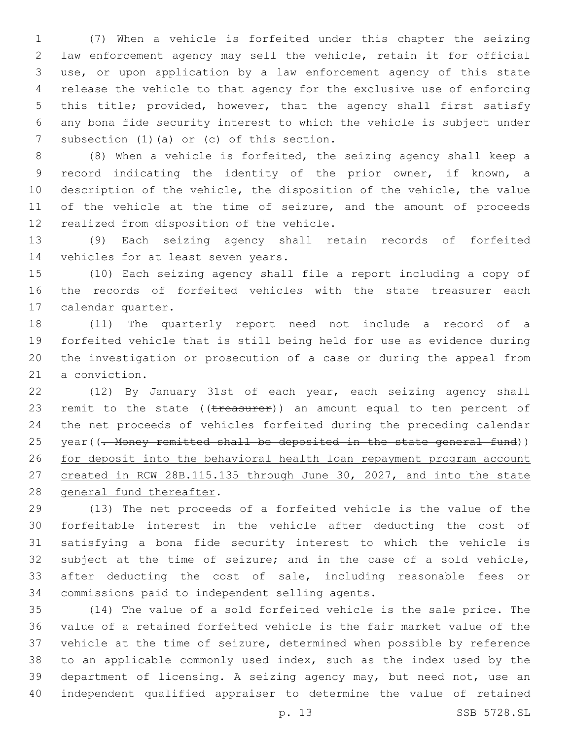(7) When a vehicle is forfeited under this chapter the seizing law enforcement agency may sell the vehicle, retain it for official use, or upon application by a law enforcement agency of this state release the vehicle to that agency for the exclusive use of enforcing this title; provided, however, that the agency shall first satisfy any bona fide security interest to which the vehicle is subject under subsection (1)(a) or (c) of this section.

(8) When a vehicle is forfeited, the seizing agency shall keep a record indicating the identity of the prior owner, if known, a description of the vehicle, the disposition of the vehicle, the value of the vehicle at the time of seizure, and the amount of proceeds realized from disposition of the vehicle.

(9) Each seizing agency shall retain records of forfeited vehicles for at least seven years.

(10) Each seizing agency shall file a report including a copy of the records of forfeited vehicles with the state treasurer each calendar quarter.

(11) The quarterly report need not include a record of a forfeited vehicle that is still being held for use as evidence during the investigation or prosecution of a case or during the appeal from a conviction.

(12) By January 31st of each year, each seizing agency shall remit to the state ((~~treasurer~~)) an amount equal to ten percent of the net proceeds of vehicles forfeited during the preceding calendar year((~~. Money remitted shall be deposited in the state general fund~~)) <u>for deposit into the behavioral health loan repayment program account created in RCW 28B.115.135 through June 30, 2027, and into the state general fund thereafter</u>.

(13) The net proceeds of a forfeited vehicle is the value of the forfeitable interest in the vehicle after deducting the cost of satisfying a bona fide security interest to which the vehicle is subject at the time of seizure; and in the case of a sold vehicle, after deducting the cost of sale, including reasonable fees or commissions paid to independent selling agents.

(14) The value of a sold forfeited vehicle is the sale price. The value of a retained forfeited vehicle is the fair market value of the vehicle at the time of seizure, determined when possible by reference to an applicable commonly used index, such as the index used by the department of licensing. A seizing agency may, but need not, use an independent qualified appraiser to determine the value of retained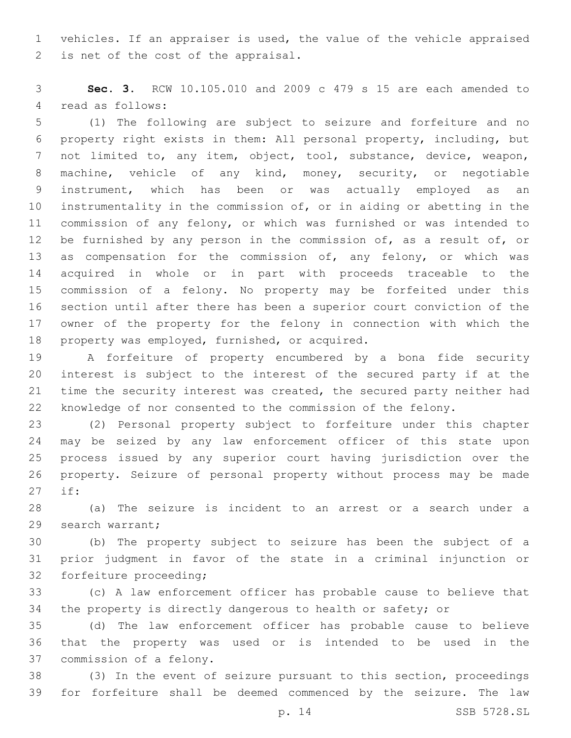vehicles. If an appraiser is used, the value of the vehicle appraised is net of the cost of the appraisal.

**Sec. 3.** RCW 10.105.010 and 2009 c 479 s 15 are each amended to read as follows:

(1) The following are subject to seizure and forfeiture and no property right exists in them: All personal property, including, but not limited to, any item, object, tool, substance, device, weapon, machine, vehicle of any kind, money, security, or negotiable instrument, which has been or was actually employed as an instrumentality in the commission of, or in aiding or abetting in the commission of any felony, or which was furnished or was intended to be furnished by any person in the commission of, as a result of, or as compensation for the commission of, any felony, or which was acquired in whole or in part with proceeds traceable to the commission of a felony. No property may be forfeited under this section until after there has been a superior court conviction of the owner of the property for the felony in connection with which the property was employed, furnished, or acquired.

A forfeiture of property encumbered by a bona fide security interest is subject to the interest of the secured party if at the time the security interest was created, the secured party neither had knowledge of nor consented to the commission of the felony.

(2) Personal property subject to forfeiture under this chapter may be seized by any law enforcement officer of this state upon process issued by any superior court having jurisdiction over the property. Seizure of personal property without process may be made if:

(a) The seizure is incident to an arrest or a search under a search warrant;

(b) The property subject to seizure has been the subject of a prior judgment in favor of the state in a criminal injunction or forfeiture proceeding;

(c) A law enforcement officer has probable cause to believe that the property is directly dangerous to health or safety; or

(d) The law enforcement officer has probable cause to believe that the property was used or is intended to be used in the commission of a felony.

(3) In the event of seizure pursuant to this section, proceedings for forfeiture shall be deemed commenced by the seizure. The law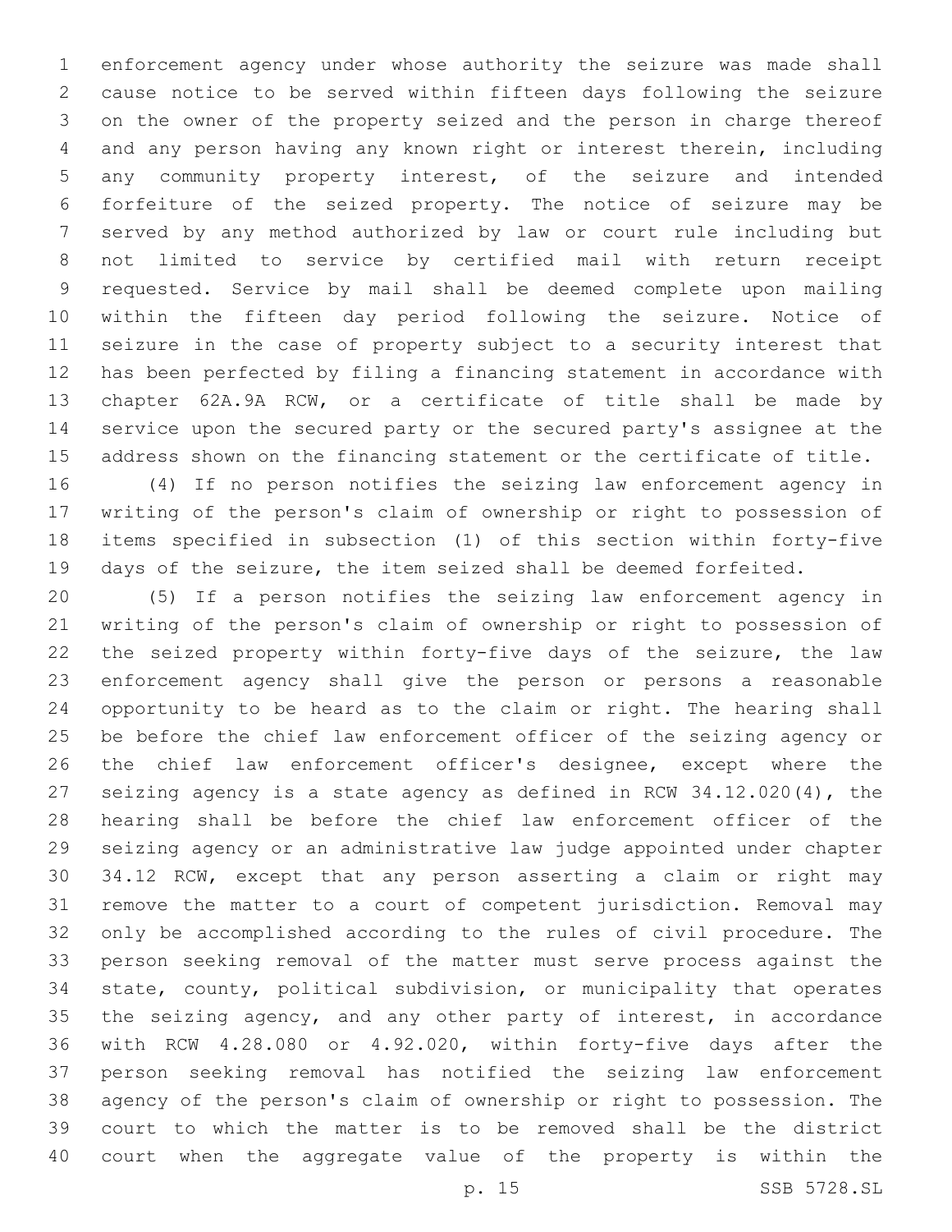enforcement agency under whose authority the seizure was made shall cause notice to be served within fifteen days following the seizure on the owner of the property seized and the person in charge thereof and any person having any known right or interest therein, including any community property interest, of the seizure and intended forfeiture of the seized property. The notice of seizure may be served by any method authorized by law or court rule including but not limited to service by certified mail with return receipt requested. Service by mail shall be deemed complete upon mailing within the fifteen day period following the seizure. Notice of seizure in the case of property subject to a security interest that has been perfected by filing a financing statement in accordance with chapter 62A.9A RCW, or a certificate of title shall be made by service upon the secured party or the secured party's assignee at the address shown on the financing statement or the certificate of title.

(4) If no person notifies the seizing law enforcement agency in writing of the person's claim of ownership or right to possession of items specified in subsection (1) of this section within forty-five days of the seizure, the item seized shall be deemed forfeited.

(5) If a person notifies the seizing law enforcement agency in writing of the person's claim of ownership or right to possession of the seized property within forty-five days of the seizure, the law enforcement agency shall give the person or persons a reasonable opportunity to be heard as to the claim or right. The hearing shall be before the chief law enforcement officer of the seizing agency or the chief law enforcement officer's designee, except where the seizing agency is a state agency as defined in RCW 34.12.020(4), the hearing shall be before the chief law enforcement officer of the seizing agency or an administrative law judge appointed under chapter 34.12 RCW, except that any person asserting a claim or right may remove the matter to a court of competent jurisdiction. Removal may only be accomplished according to the rules of civil procedure. The person seeking removal of the matter must serve process against the state, county, political subdivision, or municipality that operates the seizing agency, and any other party of interest, in accordance with RCW 4.28.080 or 4.92.020, within forty-five days after the person seeking removal has notified the seizing law enforcement agency of the person's claim of ownership or right to possession. The court to which the matter is to be removed shall be the district court when the aggregate value of the property is within the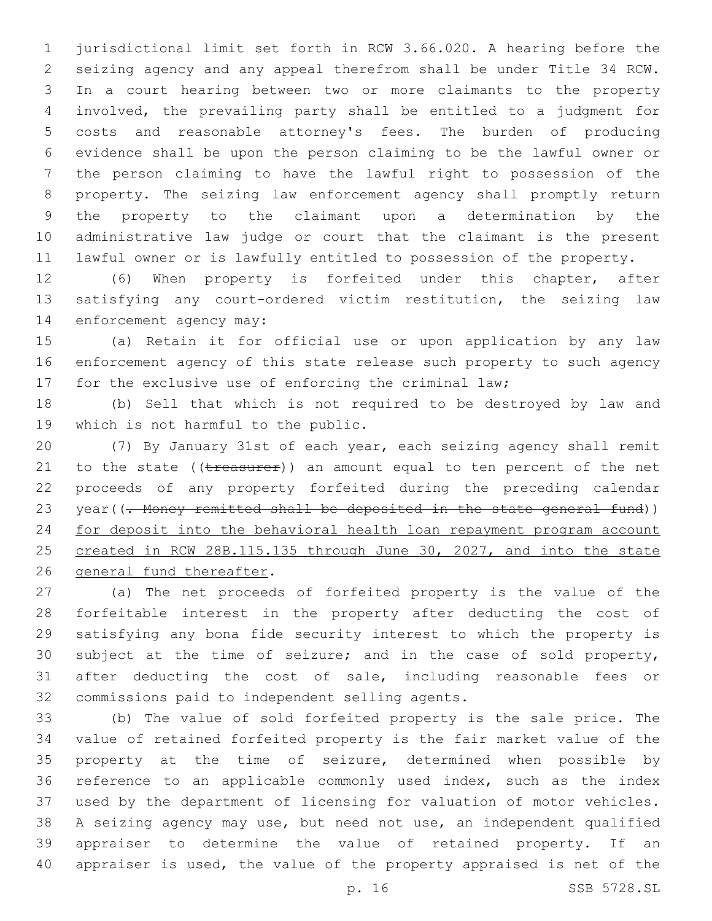jurisdictional limit set forth in RCW 3.66.020. A hearing before the seizing agency and any appeal therefrom shall be under Title 34 RCW. In a court hearing between two or more claimants to the property involved, the prevailing party shall be entitled to a judgment for costs and reasonable attorney's fees. The burden of producing evidence shall be upon the person claiming to be the lawful owner or the person claiming to have the lawful right to possession of the property. The seizing law enforcement agency shall promptly return the property to the claimant upon a determination by the administrative law judge or court that the claimant is the present lawful owner or is lawfully entitled to possession of the property.

(6) When property is forfeited under this chapter, after satisfying any court-ordered victim restitution, the seizing law enforcement agency may:

(a) Retain it for official use or upon application by any law enforcement agency of this state release such property to such agency for the exclusive use of enforcing the criminal law;

(b) Sell that which is not required to be destroyed by law and which is not harmful to the public.

(7) By January 31st of each year, each seizing agency shall remit to the state ((~~treasurer~~)) an amount equal to ten percent of the net proceeds of any property forfeited during the preceding calendar year((~~. Money remitted shall be deposited in the state general fund~~)) <u>for deposit into the behavioral health loan repayment program account created in RCW 28B.115.135 through June 30, 2027, and into the state general fund thereafter</u>.

(a) The net proceeds of forfeited property is the value of the forfeitable interest in the property after deducting the cost of satisfying any bona fide security interest to which the property is subject at the time of seizure; and in the case of sold property, after deducting the cost of sale, including reasonable fees or commissions paid to independent selling agents.

(b) The value of sold forfeited property is the sale price. The value of retained forfeited property is the fair market value of the property at the time of seizure, determined when possible by reference to an applicable commonly used index, such as the index used by the department of licensing for valuation of motor vehicles. A seizing agency may use, but need not use, an independent qualified appraiser to determine the value of retained property. If an appraiser is used, the value of the property appraised is net of the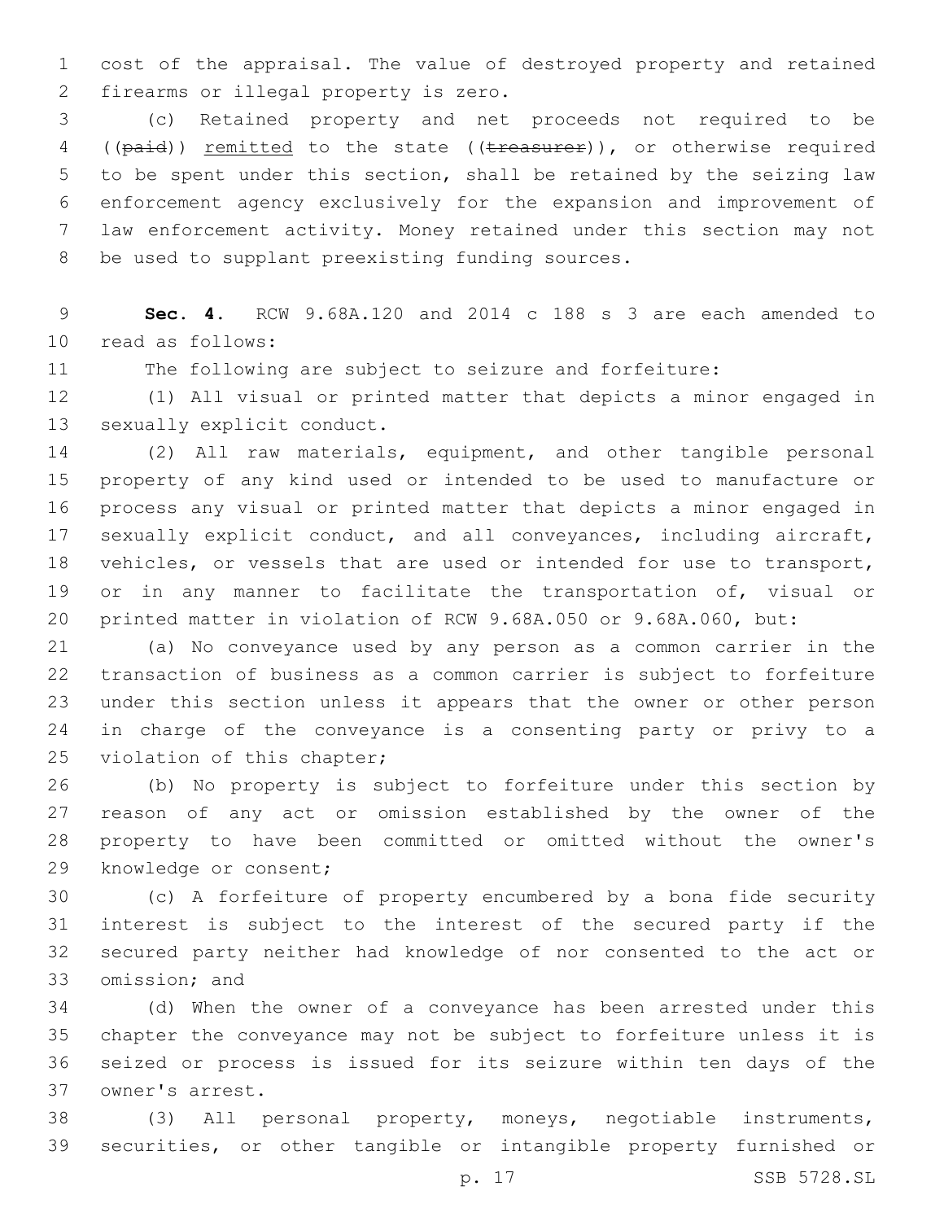cost of the appraisal. The value of destroyed property and retained firearms or illegal property is zero.

(c) Retained property and net proceeds not required to be ((~~paid~~)) remitted to the state ((~~treasurer~~)), or otherwise required to be spent under this section, shall be retained by the seizing law enforcement agency exclusively for the expansion and improvement of law enforcement activity. Money retained under this section may not be used to supplant preexisting funding sources.

**Sec. 4.** RCW 9.68A.120 and 2014 c 188 s 3 are each amended to read as follows:

The following are subject to seizure and forfeiture:

(1) All visual or printed matter that depicts a minor engaged in sexually explicit conduct.

(2) All raw materials, equipment, and other tangible personal property of any kind used or intended to be used to manufacture or process any visual or printed matter that depicts a minor engaged in sexually explicit conduct, and all conveyances, including aircraft, vehicles, or vessels that are used or intended for use to transport, or in any manner to facilitate the transportation of, visual or printed matter in violation of RCW 9.68A.050 or 9.68A.060, but:

(a) No conveyance used by any person as a common carrier in the transaction of business as a common carrier is subject to forfeiture under this section unless it appears that the owner or other person in charge of the conveyance is a consenting party or privy to a violation of this chapter;

(b) No property is subject to forfeiture under this section by reason of any act or omission established by the owner of the property to have been committed or omitted without the owner's knowledge or consent;

(c) A forfeiture of property encumbered by a bona fide security interest is subject to the interest of the secured party if the secured party neither had knowledge of nor consented to the act or omission; and

(d) When the owner of a conveyance has been arrested under this chapter the conveyance may not be subject to forfeiture unless it is seized or process is issued for its seizure within ten days of the owner's arrest.

(3) All personal property, moneys, negotiable instruments, securities, or other tangible or intangible property furnished or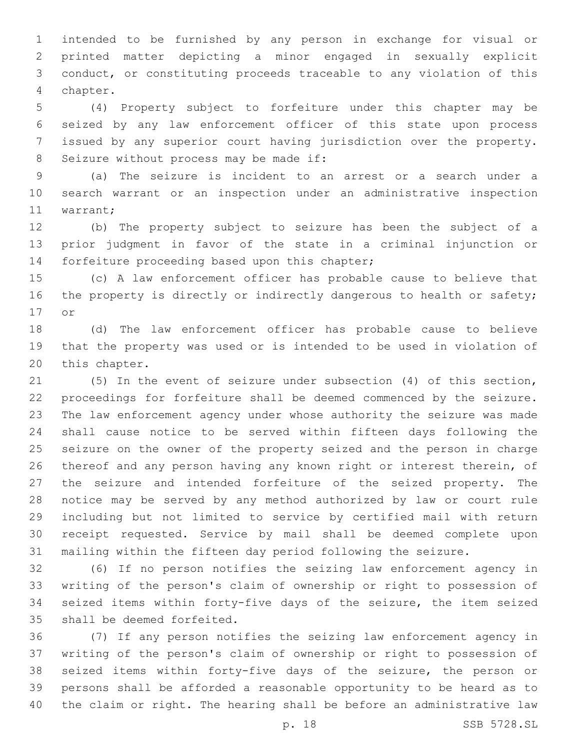intended to be furnished by any person in exchange for visual or printed matter depicting a minor engaged in sexually explicit conduct, or constituting proceeds traceable to any violation of this chapter.

(4) Property subject to forfeiture under this chapter may be seized by any law enforcement officer of this state upon process issued by any superior court having jurisdiction over the property. Seizure without process may be made if:

(a) The seizure is incident to an arrest or a search under a search warrant or an inspection under an administrative inspection warrant;

(b) The property subject to seizure has been the subject of a prior judgment in favor of the state in a criminal injunction or forfeiture proceeding based upon this chapter;

(c) A law enforcement officer has probable cause to believe that the property is directly or indirectly dangerous to health or safety; or

(d) The law enforcement officer has probable cause to believe that the property was used or is intended to be used in violation of this chapter.

(5) In the event of seizure under subsection (4) of this section, proceedings for forfeiture shall be deemed commenced by the seizure. The law enforcement agency under whose authority the seizure was made shall cause notice to be served within fifteen days following the seizure on the owner of the property seized and the person in charge thereof and any person having any known right or interest therein, of the seizure and intended forfeiture of the seized property. The notice may be served by any method authorized by law or court rule including but not limited to service by certified mail with return receipt requested. Service by mail shall be deemed complete upon mailing within the fifteen day period following the seizure.

(6) If no person notifies the seizing law enforcement agency in writing of the person's claim of ownership or right to possession of seized items within forty-five days of the seizure, the item seized shall be deemed forfeited.

(7) If any person notifies the seizing law enforcement agency in writing of the person's claim of ownership or right to possession of seized items within forty-five days of the seizure, the person or persons shall be afforded a reasonable opportunity to be heard as to the claim or right. The hearing shall be before an administrative law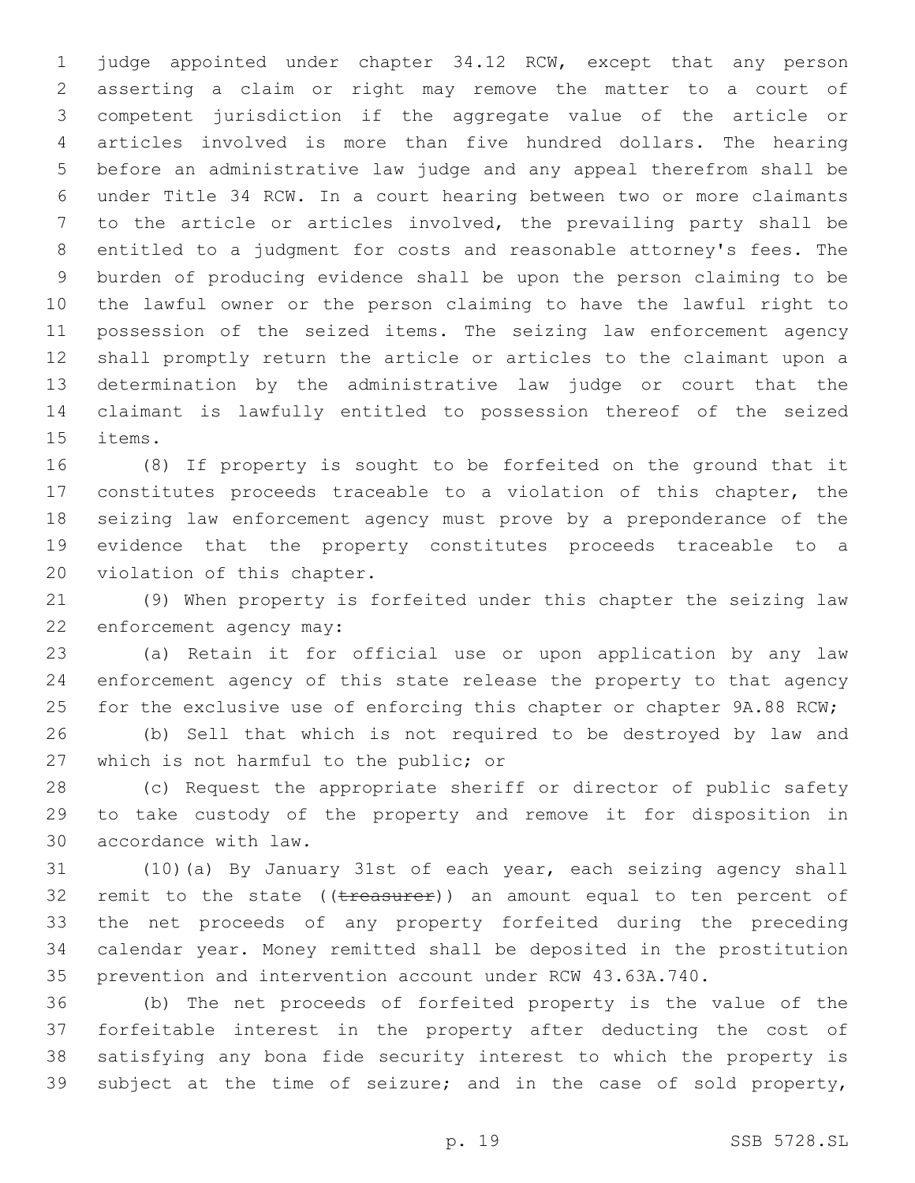judge appointed under chapter 34.12 RCW, except that any person asserting a claim or right may remove the matter to a court of competent jurisdiction if the aggregate value of the article or articles involved is more than five hundred dollars. The hearing before an administrative law judge and any appeal therefrom shall be under Title 34 RCW. In a court hearing between two or more claimants to the article or articles involved, the prevailing party shall be entitled to a judgment for costs and reasonable attorney's fees. The burden of producing evidence shall be upon the person claiming to be the lawful owner or the person claiming to have the lawful right to possession of the seized items. The seizing law enforcement agency shall promptly return the article or articles to the claimant upon a determination by the administrative law judge or court that the claimant is lawfully entitled to possession thereof of the seized items.

(8) If property is sought to be forfeited on the ground that it constitutes proceeds traceable to a violation of this chapter, the seizing law enforcement agency must prove by a preponderance of the evidence that the property constitutes proceeds traceable to a violation of this chapter.

(9) When property is forfeited under this chapter the seizing law enforcement agency may:

(a) Retain it for official use or upon application by any law enforcement agency of this state release the property to that agency for the exclusive use of enforcing this chapter or chapter 9A.88 RCW;

(b) Sell that which is not required to be destroyed by law and which is not harmful to the public; or

(c) Request the appropriate sheriff or director of public safety to take custody of the property and remove it for disposition in accordance with law.

(10)(a) By January 31st of each year, each seizing agency shall remit to the state ((~~treasurer~~)) an amount equal to ten percent of the net proceeds of any property forfeited during the preceding calendar year. Money remitted shall be deposited in the prostitution prevention and intervention account under RCW 43.63A.740.

(b) The net proceeds of forfeited property is the value of the forfeitable interest in the property after deducting the cost of satisfying any bona fide security interest to which the property is subject at the time of seizure; and in the case of sold property,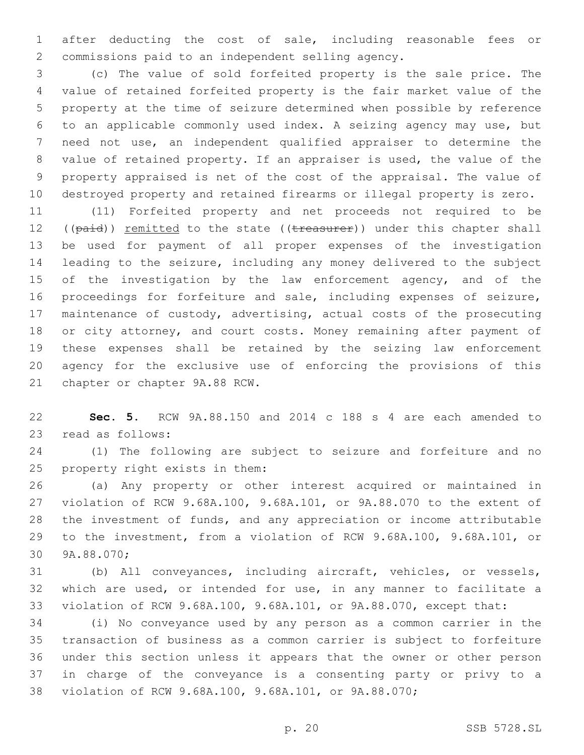after deducting the cost of sale, including reasonable fees or commissions paid to an independent selling agency.

(c) The value of sold forfeited property is the sale price. The value of retained forfeited property is the fair market value of the property at the time of seizure determined when possible by reference to an applicable commonly used index. A seizing agency may use, but need not use, an independent qualified appraiser to determine the value of retained property. If an appraiser is used, the value of the property appraised is net of the cost of the appraisal. The value of destroyed property and retained firearms or illegal property is zero.

(11) Forfeited property and net proceeds not required to be ((~~paid~~)) remitted to the state ((~~treasurer~~)) under this chapter shall be used for payment of all proper expenses of the investigation leading to the seizure, including any money delivered to the subject of the investigation by the law enforcement agency, and of the proceedings for forfeiture and sale, including expenses of seizure, maintenance of custody, advertising, actual costs of the prosecuting or city attorney, and court costs. Money remaining after payment of these expenses shall be retained by the seizing law enforcement agency for the exclusive use of enforcing the provisions of this chapter or chapter 9A.88 RCW.

**Sec. 5.** RCW 9A.88.150 and 2014 c 188 s 4 are each amended to read as follows:

(1) The following are subject to seizure and forfeiture and no property right exists in them:

(a) Any property or other interest acquired or maintained in violation of RCW 9.68A.100, 9.68A.101, or 9A.88.070 to the extent of the investment of funds, and any appreciation or income attributable to the investment, from a violation of RCW 9.68A.100, 9.68A.101, or 9A.88.070;

(b) All conveyances, including aircraft, vehicles, or vessels, which are used, or intended for use, in any manner to facilitate a violation of RCW 9.68A.100, 9.68A.101, or 9A.88.070, except that:

(i) No conveyance used by any person as a common carrier in the transaction of business as a common carrier is subject to forfeiture under this section unless it appears that the owner or other person in charge of the conveyance is a consenting party or privy to a violation of RCW 9.68A.100, 9.68A.101, or 9A.88.070;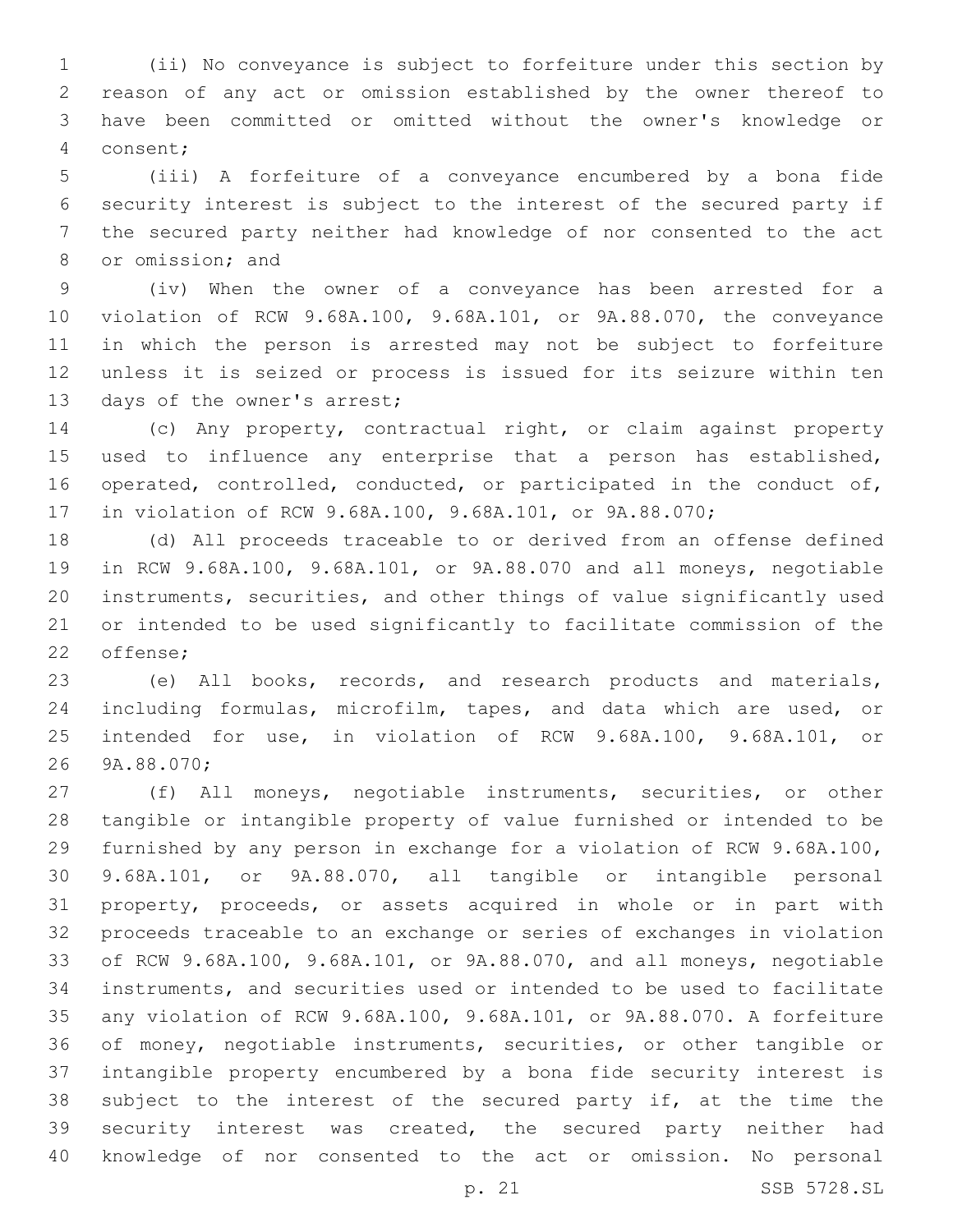(ii) No conveyance is subject to forfeiture under this section by reason of any act or omission established by the owner thereof to have been committed or omitted without the owner's knowledge or consent;

(iii) A forfeiture of a conveyance encumbered by a bona fide security interest is subject to the interest of the secured party if the secured party neither had knowledge of nor consented to the act or omission; and

(iv) When the owner of a conveyance has been arrested for a violation of RCW 9.68A.100, 9.68A.101, or 9A.88.070, the conveyance in which the person is arrested may not be subject to forfeiture unless it is seized or process is issued for its seizure within ten days of the owner's arrest;

(c) Any property, contractual right, or claim against property used to influence any enterprise that a person has established, operated, controlled, conducted, or participated in the conduct of, in violation of RCW 9.68A.100, 9.68A.101, or 9A.88.070;

(d) All proceeds traceable to or derived from an offense defined in RCW 9.68A.100, 9.68A.101, or 9A.88.070 and all moneys, negotiable instruments, securities, and other things of value significantly used or intended to be used significantly to facilitate commission of the offense;

(e) All books, records, and research products and materials, including formulas, microfilm, tapes, and data which are used, or intended for use, in violation of RCW 9.68A.100, 9.68A.101, or 9A.88.070;

(f) All moneys, negotiable instruments, securities, or other tangible or intangible property of value furnished or intended to be furnished by any person in exchange for a violation of RCW 9.68A.100, 9.68A.101, or 9A.88.070, all tangible or intangible personal property, proceeds, or assets acquired in whole or in part with proceeds traceable to an exchange or series of exchanges in violation of RCW 9.68A.100, 9.68A.101, or 9A.88.070, and all moneys, negotiable instruments, and securities used or intended to be used to facilitate any violation of RCW 9.68A.100, 9.68A.101, or 9A.88.070. A forfeiture of money, negotiable instruments, securities, or other tangible or intangible property encumbered by a bona fide security interest is subject to the interest of the secured party if, at the time the security interest was created, the secured party neither had knowledge of nor consented to the act or omission. No personal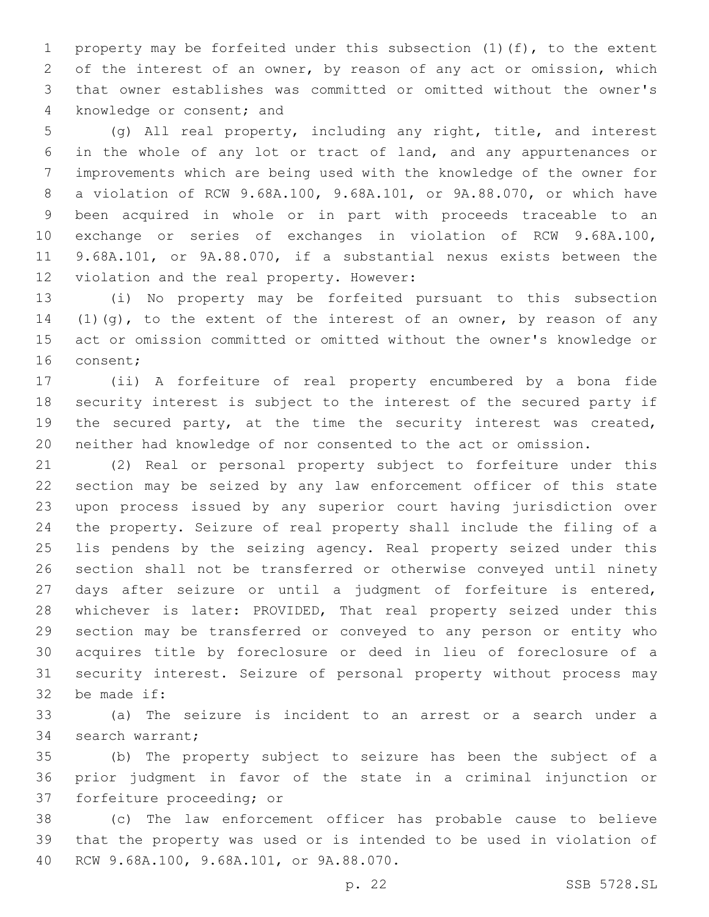property may be forfeited under this subsection (1)(f), to the extent of the interest of an owner, by reason of any act or omission, which that owner establishes was committed or omitted without the owner's knowledge or consent; and

(g) All real property, including any right, title, and interest in the whole of any lot or tract of land, and any appurtenances or improvements which are being used with the knowledge of the owner for a violation of RCW 9.68A.100, 9.68A.101, or 9A.88.070, or which have been acquired in whole or in part with proceeds traceable to an exchange or series of exchanges in violation of RCW 9.68A.100, 9.68A.101, or 9A.88.070, if a substantial nexus exists between the violation and the real property. However:

(i) No property may be forfeited pursuant to this subsection (1)(g), to the extent of the interest of an owner, by reason of any act or omission committed or omitted without the owner's knowledge or consent;

(ii) A forfeiture of real property encumbered by a bona fide security interest is subject to the interest of the secured party if the secured party, at the time the security interest was created, neither had knowledge of nor consented to the act or omission.

(2) Real or personal property subject to forfeiture under this section may be seized by any law enforcement officer of this state upon process issued by any superior court having jurisdiction over the property. Seizure of real property shall include the filing of a lis pendens by the seizing agency. Real property seized under this section shall not be transferred or otherwise conveyed until ninety days after seizure or until a judgment of forfeiture is entered, whichever is later: PROVIDED, That real property seized under this section may be transferred or conveyed to any person or entity who acquires title by foreclosure or deed in lieu of foreclosure of a security interest. Seizure of personal property without process may be made if:

(a) The seizure is incident to an arrest or a search under a search warrant;

(b) The property subject to seizure has been the subject of a prior judgment in favor of the state in a criminal injunction or forfeiture proceeding; or

(c) The law enforcement officer has probable cause to believe that the property was used or is intended to be used in violation of RCW 9.68A.100, 9.68A.101, or 9A.88.070.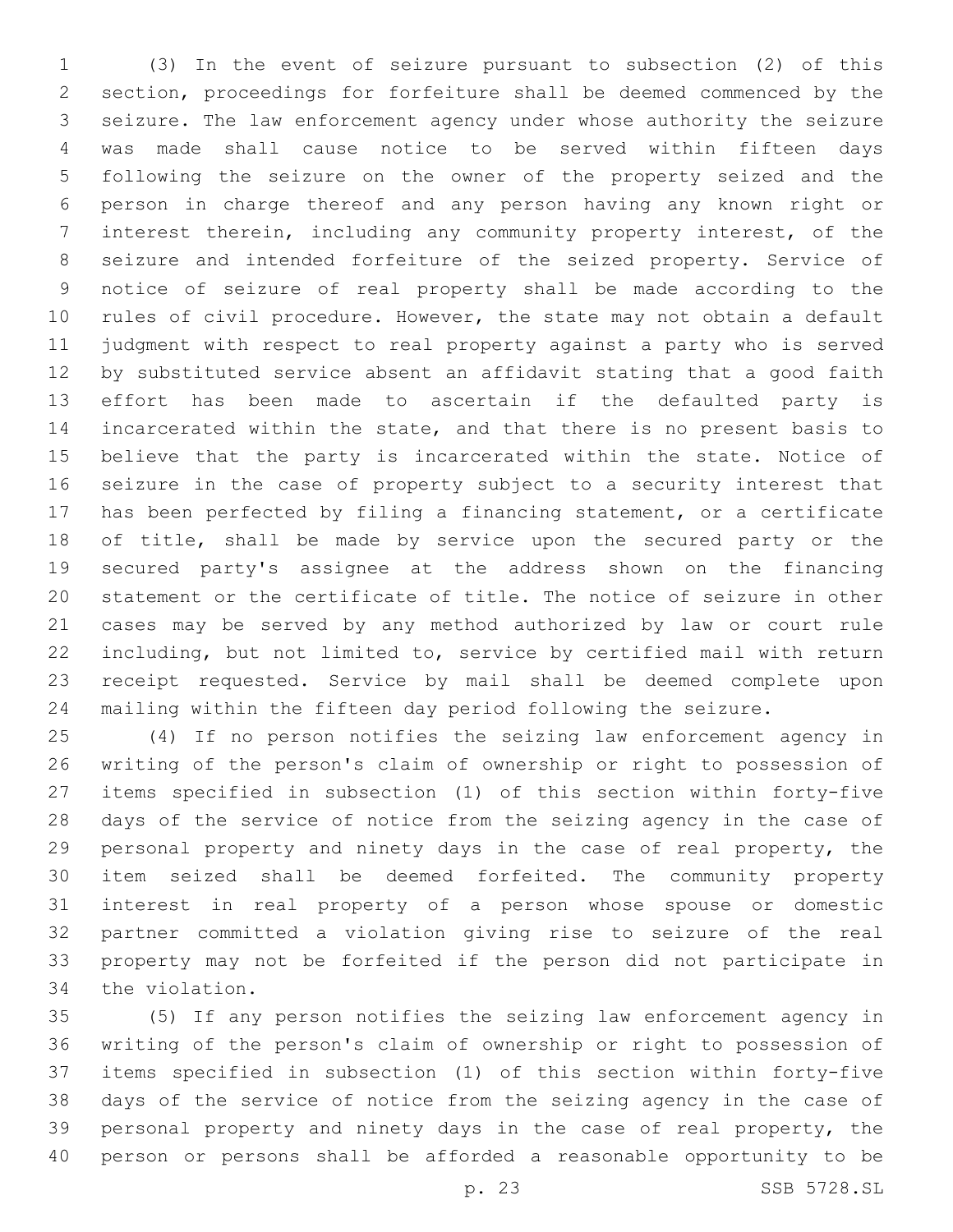(3) In the event of seizure pursuant to subsection (2) of this section, proceedings for forfeiture shall be deemed commenced by the seizure. The law enforcement agency under whose authority the seizure was made shall cause notice to be served within fifteen days following the seizure on the owner of the property seized and the person in charge thereof and any person having any known right or interest therein, including any community property interest, of the seizure and intended forfeiture of the seized property. Service of notice of seizure of real property shall be made according to the rules of civil procedure. However, the state may not obtain a default judgment with respect to real property against a party who is served by substituted service absent an affidavit stating that a good faith effort has been made to ascertain if the defaulted party is incarcerated within the state, and that there is no present basis to believe that the party is incarcerated within the state. Notice of seizure in the case of property subject to a security interest that has been perfected by filing a financing statement, or a certificate of title, shall be made by service upon the secured party or the secured party's assignee at the address shown on the financing statement or the certificate of title. The notice of seizure in other cases may be served by any method authorized by law or court rule including, but not limited to, service by certified mail with return receipt requested. Service by mail shall be deemed complete upon mailing within the fifteen day period following the seizure.

(4) If no person notifies the seizing law enforcement agency in writing of the person's claim of ownership or right to possession of items specified in subsection (1) of this section within forty-five days of the service of notice from the seizing agency in the case of personal property and ninety days in the case of real property, the item seized shall be deemed forfeited. The community property interest in real property of a person whose spouse or domestic partner committed a violation giving rise to seizure of the real property may not be forfeited if the person did not participate in the violation.

(5) If any person notifies the seizing law enforcement agency in writing of the person's claim of ownership or right to possession of items specified in subsection (1) of this section within forty-five days of the service of notice from the seizing agency in the case of personal property and ninety days in the case of real property, the person or persons shall be afforded a reasonable opportunity to be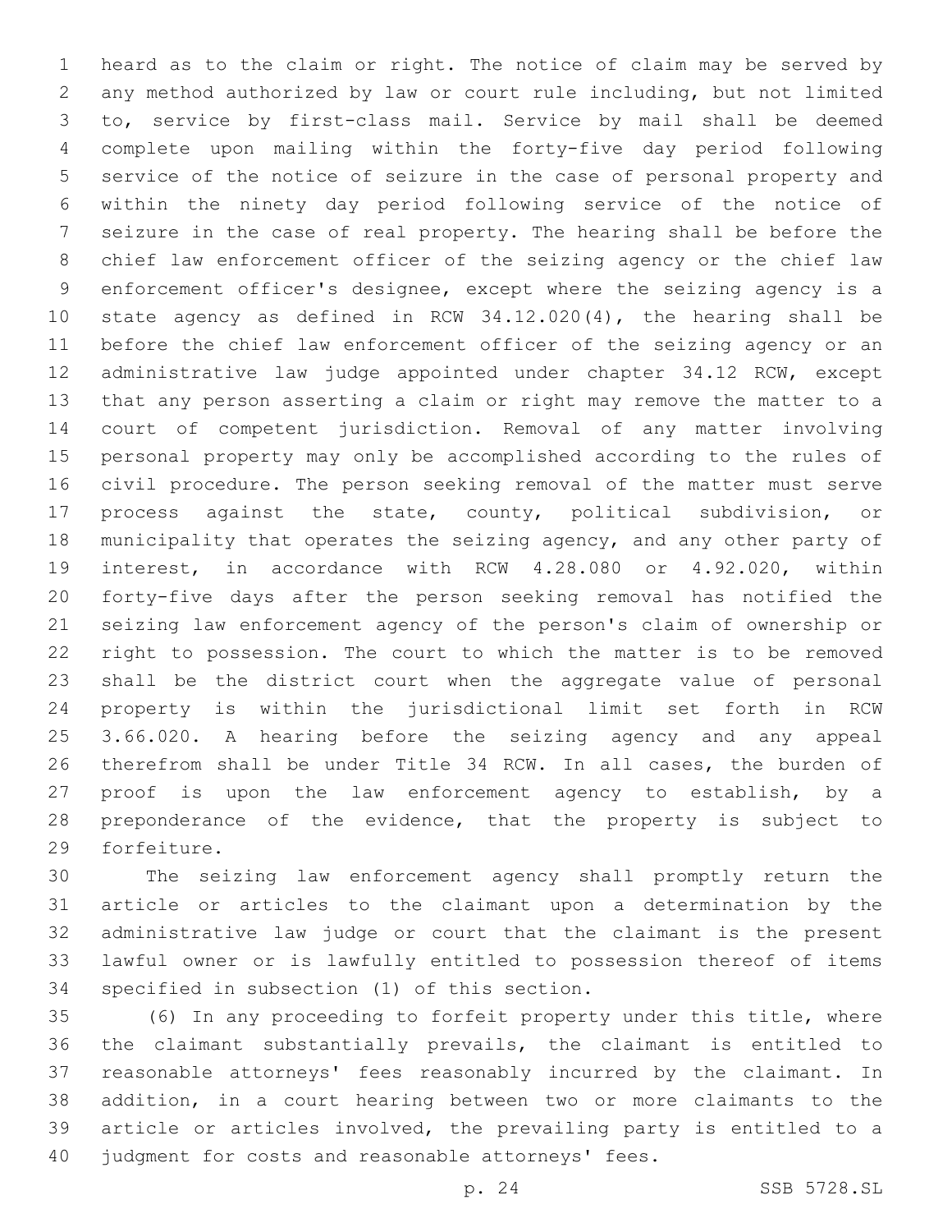heard as to the claim or right. The notice of claim may be served by any method authorized by law or court rule including, but not limited to, service by first-class mail. Service by mail shall be deemed complete upon mailing within the forty-five day period following service of the notice of seizure in the case of personal property and within the ninety day period following service of the notice of seizure in the case of real property. The hearing shall be before the chief law enforcement officer of the seizing agency or the chief law enforcement officer's designee, except where the seizing agency is a state agency as defined in RCW 34.12.020(4), the hearing shall be before the chief law enforcement officer of the seizing agency or an administrative law judge appointed under chapter 34.12 RCW, except that any person asserting a claim or right may remove the matter to a court of competent jurisdiction. Removal of any matter involving personal property may only be accomplished according to the rules of civil procedure. The person seeking removal of the matter must serve process against the state, county, political subdivision, or municipality that operates the seizing agency, and any other party of interest, in accordance with RCW 4.28.080 or 4.92.020, within forty-five days after the person seeking removal has notified the seizing law enforcement agency of the person's claim of ownership or right to possession. The court to which the matter is to be removed shall be the district court when the aggregate value of personal property is within the jurisdictional limit set forth in RCW 3.66.020. A hearing before the seizing agency and any appeal therefrom shall be under Title 34 RCW. In all cases, the burden of proof is upon the law enforcement agency to establish, by a preponderance of the evidence, that the property is subject to forfeiture.

The seizing law enforcement agency shall promptly return the article or articles to the claimant upon a determination by the administrative law judge or court that the claimant is the present lawful owner or is lawfully entitled to possession thereof of items specified in subsection (1) of this section.

(6) In any proceeding to forfeit property under this title, where the claimant substantially prevails, the claimant is entitled to reasonable attorneys' fees reasonably incurred by the claimant. In addition, in a court hearing between two or more claimants to the article or articles involved, the prevailing party is entitled to a judgment for costs and reasonable attorneys' fees.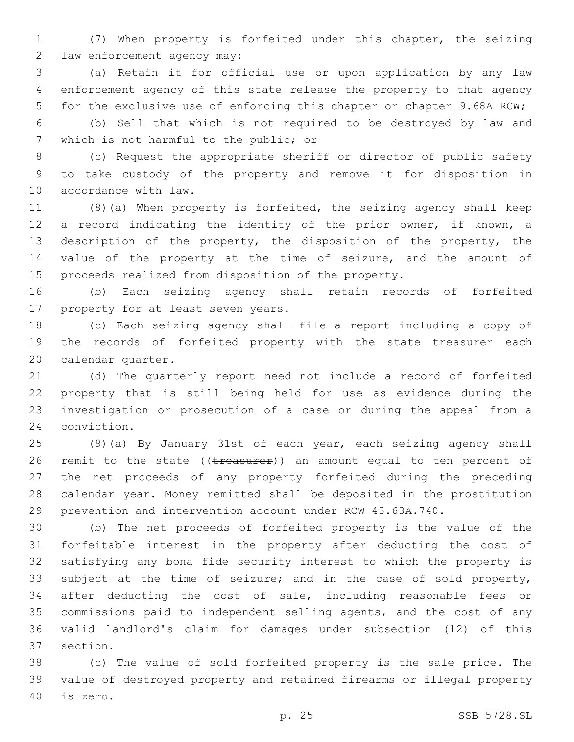(7) When property is forfeited under this chapter, the seizing law enforcement agency may:

(a) Retain it for official use or upon application by any law enforcement agency of this state release the property to that agency for the exclusive use of enforcing this chapter or chapter 9.68A RCW;

(b) Sell that which is not required to be destroyed by law and which is not harmful to the public; or

(c) Request the appropriate sheriff or director of public safety to take custody of the property and remove it for disposition in accordance with law.

(8)(a) When property is forfeited, the seizing agency shall keep a record indicating the identity of the prior owner, if known, a description of the property, the disposition of the property, the value of the property at the time of seizure, and the amount of proceeds realized from disposition of the property.

(b) Each seizing agency shall retain records of forfeited property for at least seven years.

(c) Each seizing agency shall file a report including a copy of the records of forfeited property with the state treasurer each calendar quarter.

(d) The quarterly report need not include a record of forfeited property that is still being held for use as evidence during the investigation or prosecution of a case or during the appeal from a conviction.

(9)(a) By January 31st of each year, each seizing agency shall remit to the state ((~~treasurer~~)) an amount equal to ten percent of the net proceeds of any property forfeited during the preceding calendar year. Money remitted shall be deposited in the prostitution prevention and intervention account under RCW 43.63A.740.

(b) The net proceeds of forfeited property is the value of the forfeitable interest in the property after deducting the cost of satisfying any bona fide security interest to which the property is subject at the time of seizure; and in the case of sold property, after deducting the cost of sale, including reasonable fees or commissions paid to independent selling agents, and the cost of any valid landlord's claim for damages under subsection (12) of this section.

(c) The value of sold forfeited property is the sale price. The value of destroyed property and retained firearms or illegal property is zero.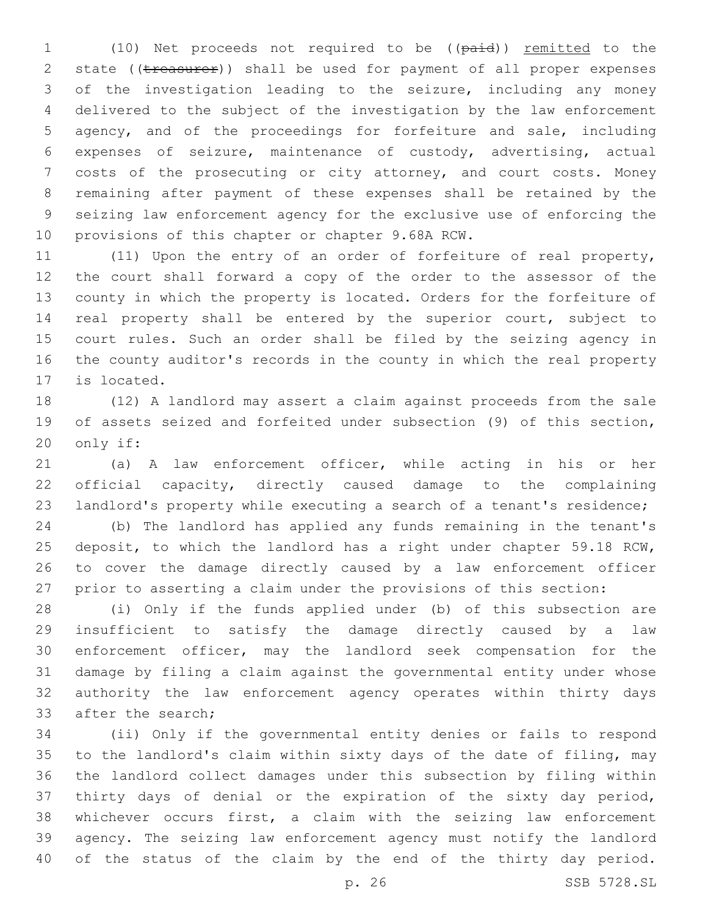(10) Net proceeds not required to be ((~~paid~~)) remitted to the state ((~~treasurer~~)) shall be used for payment of all proper expenses of the investigation leading to the seizure, including any money delivered to the subject of the investigation by the law enforcement agency, and of the proceedings for forfeiture and sale, including expenses of seizure, maintenance of custody, advertising, actual costs of the prosecuting or city attorney, and court costs. Money remaining after payment of these expenses shall be retained by the seizing law enforcement agency for the exclusive use of enforcing the provisions of this chapter or chapter 9.68A RCW.

(11) Upon the entry of an order of forfeiture of real property, the court shall forward a copy of the order to the assessor of the county in which the property is located. Orders for the forfeiture of real property shall be entered by the superior court, subject to court rules. Such an order shall be filed by the seizing agency in the county auditor's records in the county in which the real property is located.

(12) A landlord may assert a claim against proceeds from the sale of assets seized and forfeited under subsection (9) of this section, only if:

(a) A law enforcement officer, while acting in his or her official capacity, directly caused damage to the complaining landlord's property while executing a search of a tenant's residence;

(b) The landlord has applied any funds remaining in the tenant's deposit, to which the landlord has a right under chapter 59.18 RCW, to cover the damage directly caused by a law enforcement officer prior to asserting a claim under the provisions of this section:

(i) Only if the funds applied under (b) of this subsection are insufficient to satisfy the damage directly caused by a law enforcement officer, may the landlord seek compensation for the damage by filing a claim against the governmental entity under whose authority the law enforcement agency operates within thirty days after the search;

(ii) Only if the governmental entity denies or fails to respond to the landlord's claim within sixty days of the date of filing, may the landlord collect damages under this subsection by filing within thirty days of denial or the expiration of the sixty day period, whichever occurs first, a claim with the seizing law enforcement agency. The seizing law enforcement agency must notify the landlord of the status of the claim by the end of the thirty day period.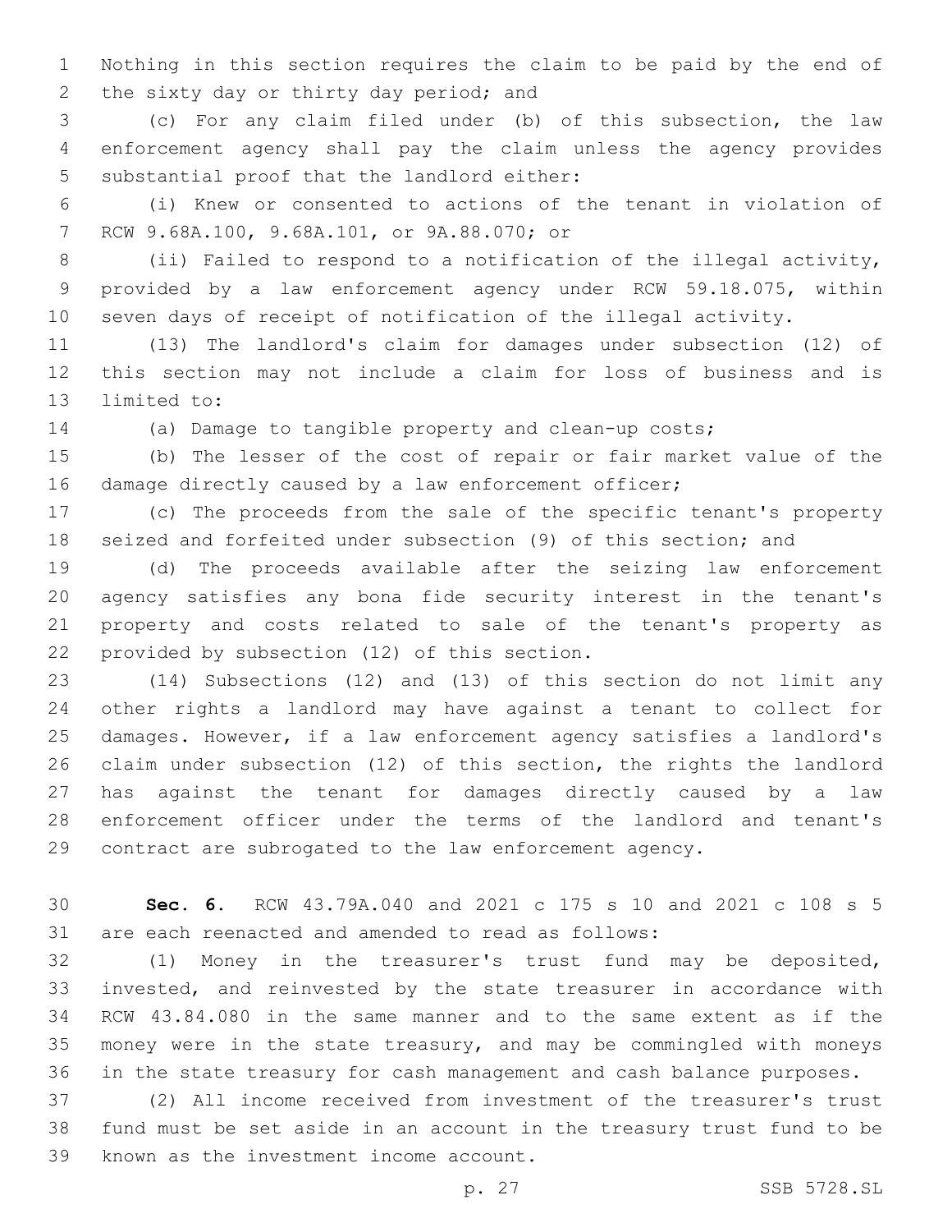Nothing in this section requires the claim to be paid by the end of the sixty day or thirty day period; and

(c) For any claim filed under (b) of this subsection, the law enforcement agency shall pay the claim unless the agency provides substantial proof that the landlord either:

(i) Knew or consented to actions of the tenant in violation of RCW 9.68A.100, 9.68A.101, or 9A.88.070; or

(ii) Failed to respond to a notification of the illegal activity, provided by a law enforcement agency under RCW 59.18.075, within seven days of receipt of notification of the illegal activity.

(13) The landlord's claim for damages under subsection (12) of this section may not include a claim for loss of business and is limited to:

(a) Damage to tangible property and clean-up costs;

(b) The lesser of the cost of repair or fair market value of the damage directly caused by a law enforcement officer;

(c) The proceeds from the sale of the specific tenant's property seized and forfeited under subsection (9) of this section; and

(d) The proceeds available after the seizing law enforcement agency satisfies any bona fide security interest in the tenant's property and costs related to sale of the tenant's property as provided by subsection (12) of this section.

(14) Subsections (12) and (13) of this section do not limit any other rights a landlord may have against a tenant to collect for damages. However, if a law enforcement agency satisfies a landlord's claim under subsection (12) of this section, the rights the landlord has against the tenant for damages directly caused by a law enforcement officer under the terms of the landlord and tenant's contract are subrogated to the law enforcement agency.

**Sec. 6.** RCW 43.79A.040 and 2021 c 175 s 10 and 2021 c 108 s 5 are each reenacted and amended to read as follows:

(1) Money in the treasurer's trust fund may be deposited, invested, and reinvested by the state treasurer in accordance with RCW 43.84.080 in the same manner and to the same extent as if the money were in the state treasury, and may be commingled with moneys in the state treasury for cash management and cash balance purposes.

(2) All income received from investment of the treasurer's trust fund must be set aside in an account in the treasury trust fund to be known as the investment income account.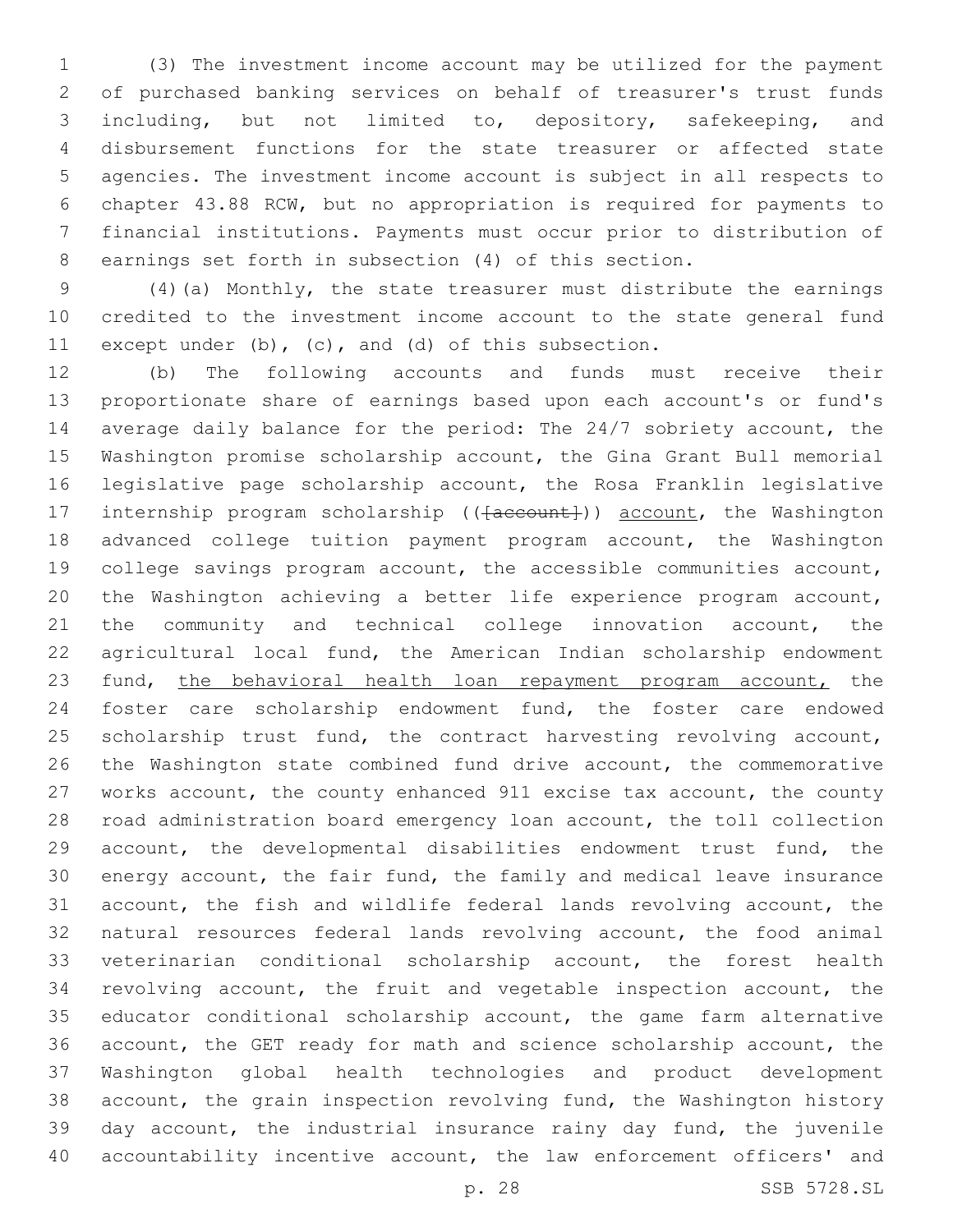(3) The investment income account may be utilized for the payment of purchased banking services on behalf of treasurer's trust funds including, but not limited to, depository, safekeeping, and disbursement functions for the state treasurer or affected state agencies. The investment income account is subject in all respects to chapter 43.88 RCW, but no appropriation is required for payments to financial institutions. Payments must occur prior to distribution of earnings set forth in subsection (4) of this section.

(4)(a) Monthly, the state treasurer must distribute the earnings credited to the investment income account to the state general fund except under (b), (c), and (d) of this subsection.

(b) The following accounts and funds must receive their proportionate share of earnings based upon each account's or fund's average daily balance for the period: The 24/7 sobriety account, the Washington promise scholarship account, the Gina Grant Bull memorial legislative page scholarship account, the Rosa Franklin legislative internship program scholarship ((~~[account]~~)) account, the Washington advanced college tuition payment program account, the Washington college savings program account, the accessible communities account, the Washington achieving a better life experience program account, the community and technical college innovation account, the agricultural local fund, the American Indian scholarship endowment fund, the behavioral health loan repayment program account, the foster care scholarship endowment fund, the foster care endowed scholarship trust fund, the contract harvesting revolving account, the Washington state combined fund drive account, the commemorative works account, the county enhanced 911 excise tax account, the county road administration board emergency loan account, the toll collection account, the developmental disabilities endowment trust fund, the energy account, the fair fund, the family and medical leave insurance account, the fish and wildlife federal lands revolving account, the natural resources federal lands revolving account, the food animal veterinarian conditional scholarship account, the forest health revolving account, the fruit and vegetable inspection account, the educator conditional scholarship account, the game farm alternative account, the GET ready for math and science scholarship account, the Washington global health technologies and product development account, the grain inspection revolving fund, the Washington history day account, the industrial insurance rainy day fund, the juvenile accountability incentive account, the law enforcement officers' and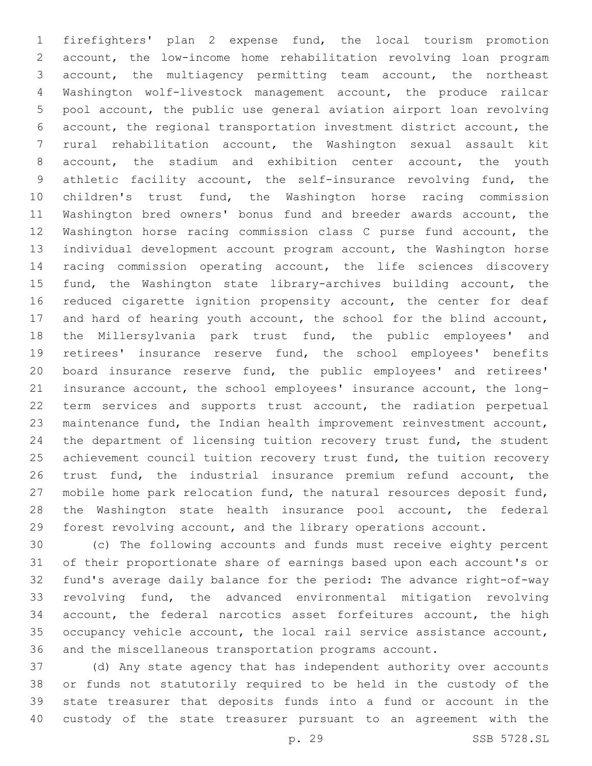firefighters' plan 2 expense fund, the local tourism promotion account, the low-income home rehabilitation revolving loan program account, the multiagency permitting team account, the northeast Washington wolf-livestock management account, the produce railcar pool account, the public use general aviation airport loan revolving account, the regional transportation investment district account, the rural rehabilitation account, the Washington sexual assault kit account, the stadium and exhibition center account, the youth athletic facility account, the self-insurance revolving fund, the children's trust fund, the Washington horse racing commission Washington bred owners' bonus fund and breeder awards account, the Washington horse racing commission class C purse fund account, the individual development account program account, the Washington horse racing commission operating account, the life sciences discovery fund, the Washington state library-archives building account, the reduced cigarette ignition propensity account, the center for deaf and hard of hearing youth account, the school for the blind account, the Millersylvania park trust fund, the public employees' and retirees' insurance reserve fund, the school employees' benefits board insurance reserve fund, the public employees' and retirees' insurance account, the school employees' insurance account, the long-term services and supports trust account, the radiation perpetual maintenance fund, the Indian health improvement reinvestment account, the department of licensing tuition recovery trust fund, the student achievement council tuition recovery trust fund, the tuition recovery trust fund, the industrial insurance premium refund account, the mobile home park relocation fund, the natural resources deposit fund, the Washington state health insurance pool account, the federal forest revolving account, and the library operations account.

(c) The following accounts and funds must receive eighty percent of their proportionate share of earnings based upon each account's or fund's average daily balance for the period: The advance right-of-way revolving fund, the advanced environmental mitigation revolving account, the federal narcotics asset forfeitures account, the high occupancy vehicle account, the local rail service assistance account, and the miscellaneous transportation programs account.

(d) Any state agency that has independent authority over accounts or funds not statutorily required to be held in the custody of the state treasurer that deposits funds into a fund or account in the custody of the state treasurer pursuant to an agreement with the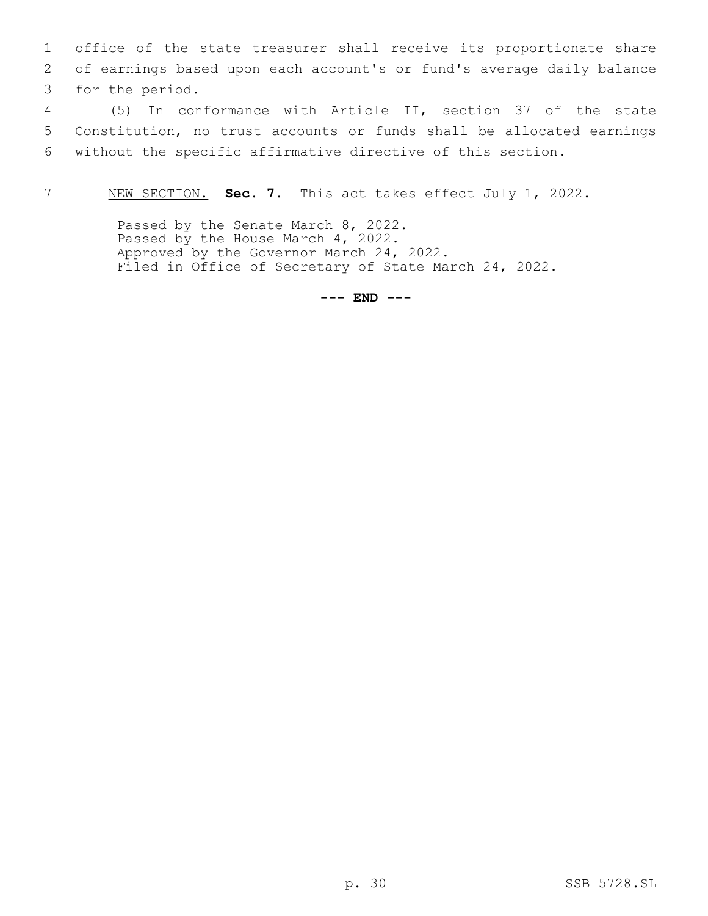office of the state treasurer shall receive its proportionate share of earnings based upon each account's or fund's average daily balance for the period.

(5) In conformance with Article II, section 37 of the state Constitution, no trust accounts or funds shall be allocated earnings without the specific affirmative directive of this section.

NEW SECTION. **Sec. 7.** This act takes effect July 1, 2022.

Passed by the Senate March 8, 2022.
Passed by the House March 4, 2022.
Approved by the Governor March 24, 2022.
Filed in Office of Secretary of State March 24, 2022.

**--- END ---**